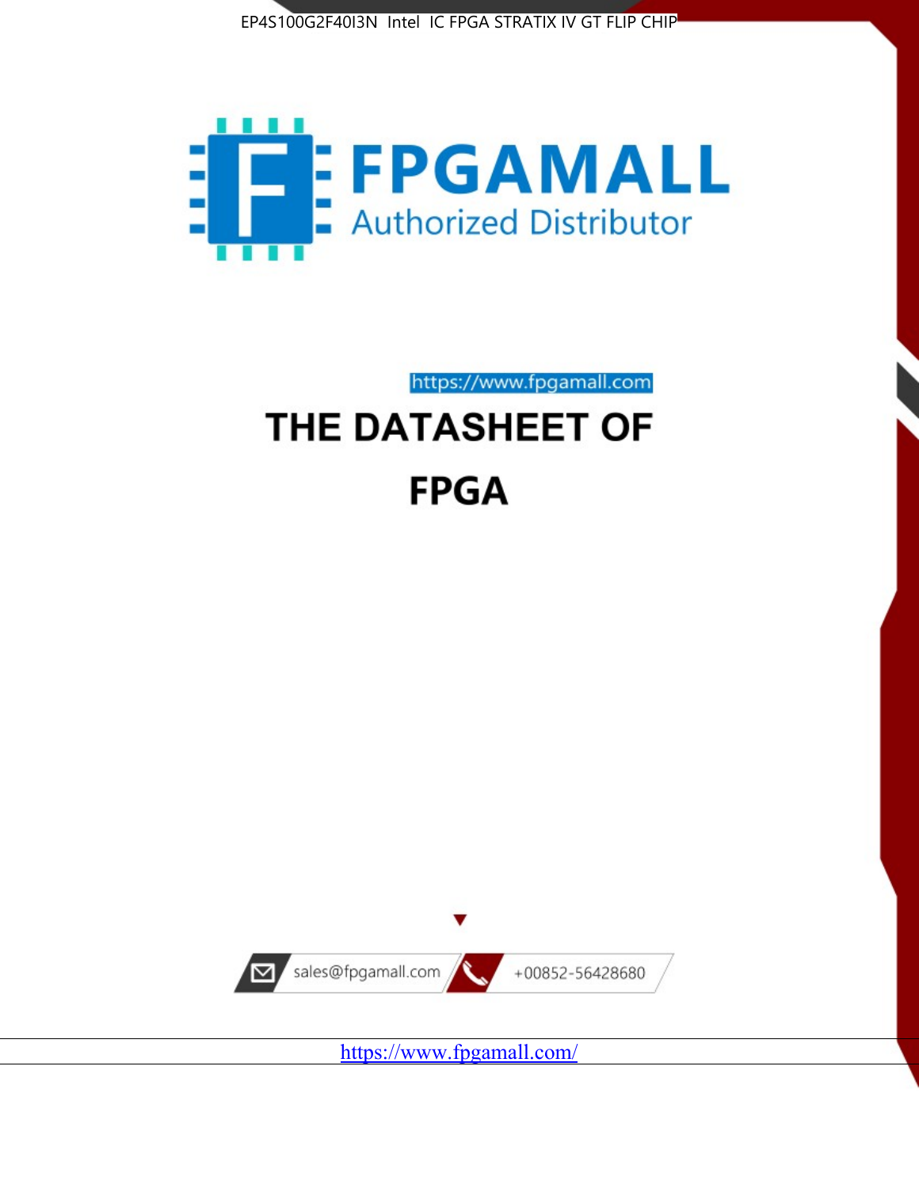EP4S100G2F40I3N Intel IC FPGA STRATIX IV GT FLIP CHIP

FPGAMALL

Authorized Distributor

https://www.fpgamall.com

# THE DATASHEET OF

# FPGA

sales@fpgamall.com

+00852-56428680

https://www.fpgamall.com/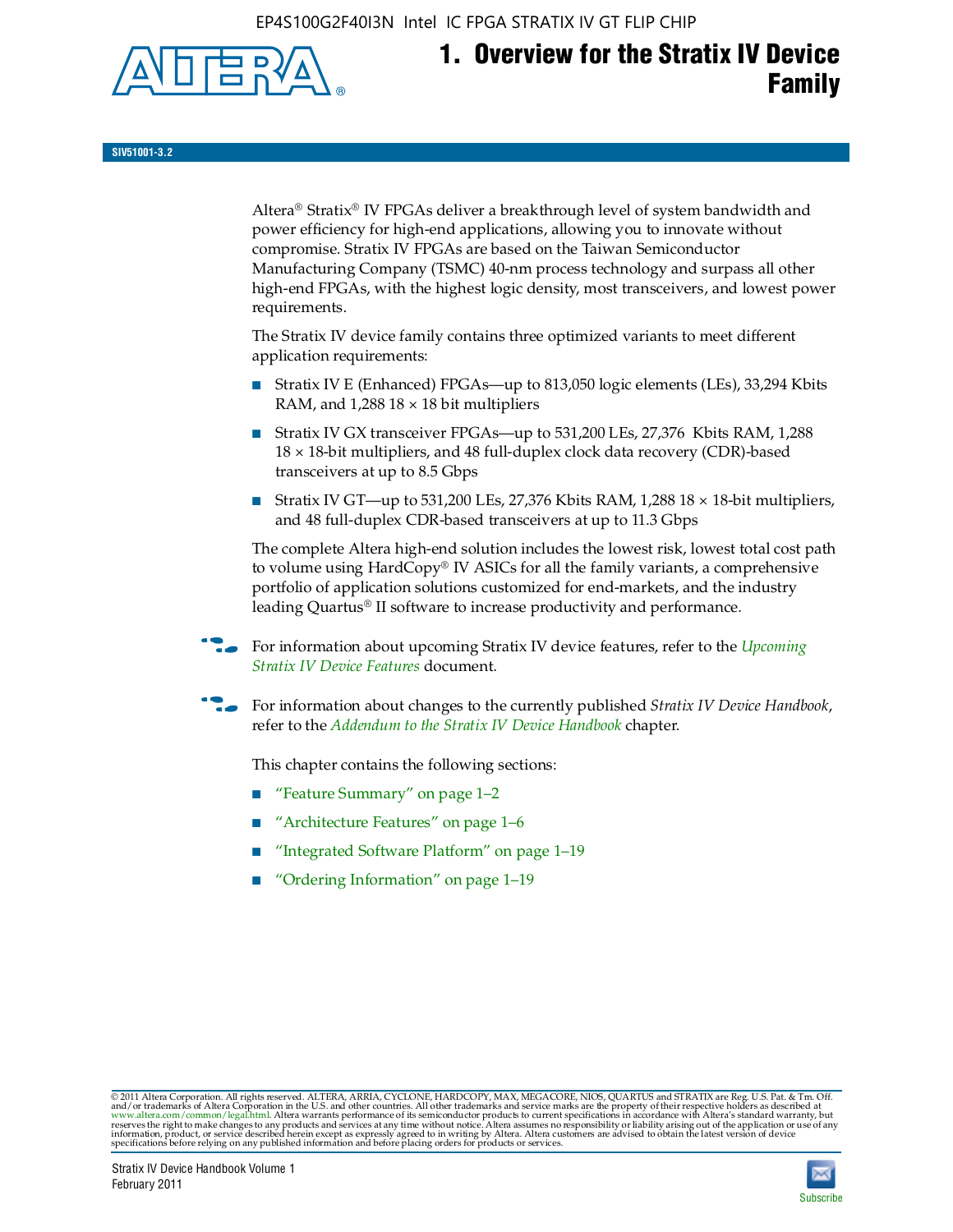# 1. Overview for the Stratix IV Device Family

SIV51001-3.2

Altera® Stratix® IV FPGAs deliver a breakthrough level of system bandwidth and power efficiency for high-end applications, allowing you to innovate without compromise. Stratix IV FPGAs are based on the Taiwan Semiconductor Manufacturing Company (TSMC) 40-nm process technology and surpass all other high-end FPGAs, with the highest logic density, most transceivers, and lowest power requirements.

The Stratix IV device family contains three optimized variants to meet different application requirements:

- Stratix IV E (Enhanced) FPGAs—up to 813,050 logic elements (LEs), 33,294 Kbits RAM, and 1,288 18 × 18 bit multipliers
- Stratix IV GX transceiver FPGAs—up to 531,200 LEs, 27,376 Kbits RAM, 1,288 18 × 18-bit multipliers, and 48 full-duplex clock data recovery (CDR)-based transceivers at up to 8.5 Gbps
- Stratix IV GT—up to 531,200 LEs, 27,376 Kbits RAM, 1,288 18 × 18-bit multipliers, and 48 full-duplex CDR-based transceivers at up to 11.3 Gbps

The complete Altera high-end solution includes the lowest risk, lowest total cost path to volume using HardCopy® IV ASICs for all the family variants, a comprehensive portfolio of application solutions customized for end-markets, and the industry leading Quartus® II software to increase productivity and performance.

For information about upcoming Stratix IV device features, refer to the *Upcoming Stratix IV Device Features* document.

For information about changes to the currently published *Stratix IV Device Handbook*, refer to the *Addendum to the Stratix IV Device Handbook* chapter.

This chapter contains the following sections:

- "Feature Summary" on page 1–2
- "Architecture Features" on page 1–6
- "Integrated Software Platform" on page 1–19
- "Ordering Information" on page 1–19

© 2011 Altera Corporation. All rights reserved. ALTERA, ARRIA, CYCLONE, HARDCOPY, MAX, MEGACORE, NIOS, QUARTUS and STRATIX are Reg. U.S. Pat. & Tm. Off. and/or trademarks of Altera Corporation in the U.S. and other countries. All other trademarks and service marks are the property of their respective holders as described at www.altera.com/common/legal.html. Altera warrants performance of its semiconductor products to current specifications in accordance with Altera's standard warranty, but reserves the right to make changes to any products and services at any time without notice. Altera assumes no responsibility or liability arising out of the application or use of any information, product, or service described herein except as expressly agreed to in writing by Altera. Altera customers are advised to obtain the latest version of device specifications before relying on any published information and before placing orders for products or services.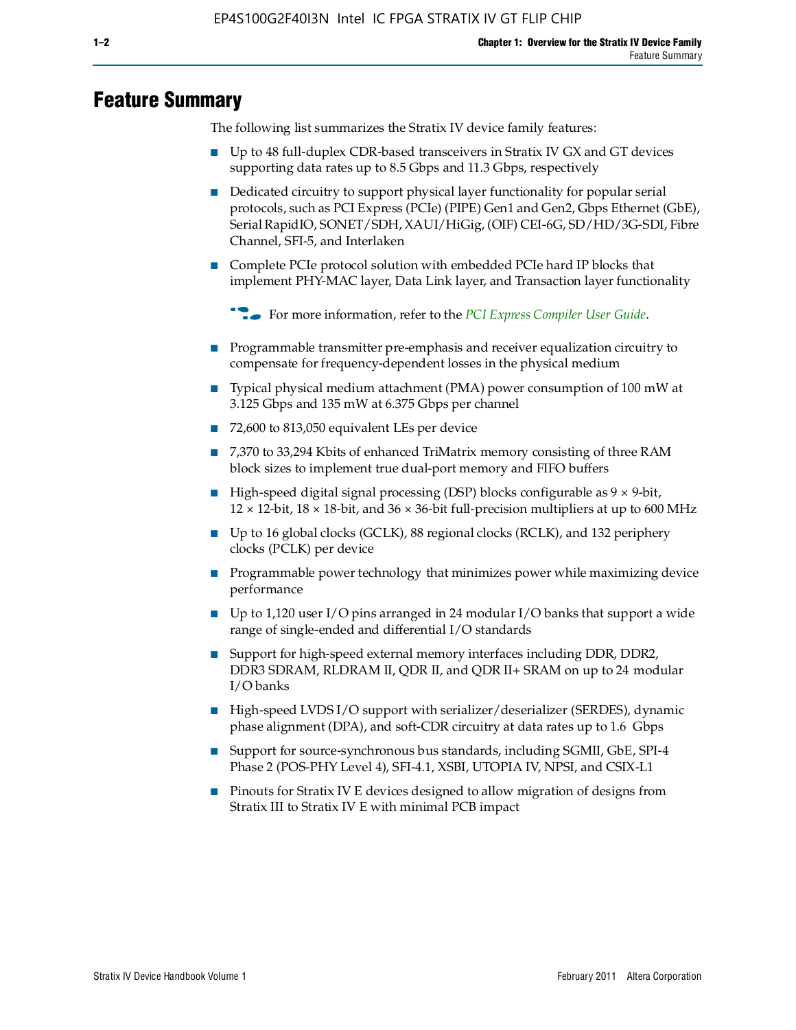# Feature Summary

The following list summarizes the Stratix IV device family features:

- Up to 48 full-duplex CDR-based transceivers in Stratix IV GX and GT devices supporting data rates up to 8.5 Gbps and 11.3 Gbps, respectively
- Dedicated circuitry to support physical layer functionality for popular serial protocols, such as PCI Express (PCIe) (PIPE) Gen1 and Gen2, Gbps Ethernet (GbE), Serial RapidIO, SONET/SDH, XAUI/HiGig, (OIF) CEI-6G, SD/HD/3G-SDI, Fibre Channel, SFI-5, and Interlaken
- Complete PCIe protocol solution with embedded PCIe hard IP blocks that implement PHY-MAC layer, Data Link layer, and Transaction layer functionality

  For more information, refer to the *PCI Express Compiler User Guide*.

- Programmable transmitter pre-emphasis and receiver equalization circuitry to compensate for frequency-dependent losses in the physical medium
- Typical physical medium attachment (PMA) power consumption of 100 mW at 3.125 Gbps and 135 mW at 6.375 Gbps per channel
- 72,600 to 813,050 equivalent LEs per device
- 7,370 to 33,294 Kbits of enhanced TriMatrix memory consisting of three RAM block sizes to implement true dual-port memory and FIFO buffers
- High-speed digital signal processing (DSP) blocks configurable as 9 × 9-bit, 12 × 12-bit, 18 × 18-bit, and 36 × 36-bit full-precision multipliers at up to 600 MHz
- Up to 16 global clocks (GCLK), 88 regional clocks (RCLK), and 132 periphery clocks (PCLK) per device
- Programmable power technology that minimizes power while maximizing device performance
- Up to 1,120 user I/O pins arranged in 24 modular I/O banks that support a wide range of single-ended and differential I/O standards
- Support for high-speed external memory interfaces including DDR, DDR2, DDR3 SDRAM, RLDRAM II, QDR II, and QDR II+ SRAM on up to 24 modular I/O banks
- High-speed LVDS I/O support with serializer/deserializer (SERDES), dynamic phase alignment (DPA), and soft-CDR circuitry at data rates up to 1.6 Gbps
- Support for source-synchronous bus standards, including SGMII, GbE, SPI-4 Phase 2 (POS-PHY Level 4), SFI-4.1, XSBI, UTOPIA IV, NPSI, and CSIX-L1
- Pinouts for Stratix IV E devices designed to allow migration of designs from Stratix III to Stratix IV E with minimal PCB impact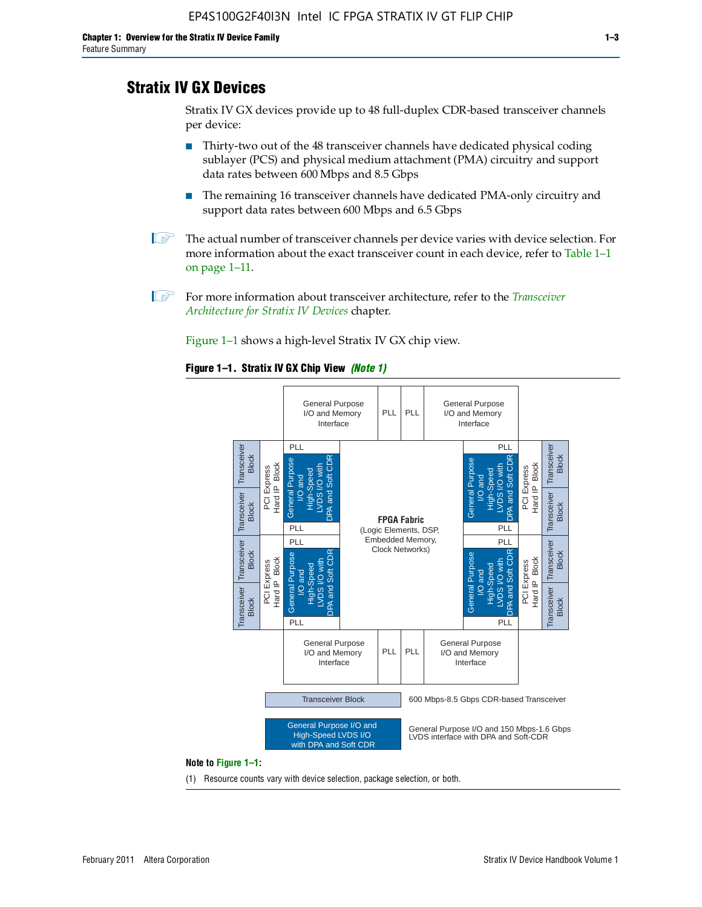## Stratix IV GX Devices

Stratix IV GX devices provide up to 48 full-duplex CDR-based transceiver channels per device:

- Thirty-two out of the 48 transceiver channels have dedicated physical coding sublayer (PCS) and physical medium attachment (PMA) circuitry and support data rates between 600 Mbps and 8.5 Gbps
- The remaining 16 transceiver channels have dedicated PMA-only circuitry and support data rates between 600 Mbps and 6.5 Gbps

The actual number of transceiver channels per device varies with device selection. For more information about the exact transceiver count in each device, refer to Table 1–1 on page 1–11.

For more information about transceiver architecture, refer to the *Transceiver Architecture for Stratix IV Devices* chapter.

Figure 1–1 shows a high-level Stratix IV GX chip view.

**Figure 1–1. Stratix IV GX Chip View** ***(Note 1)***

General Purpose I/O and Memory Interface | PLL | PLL | General Purpose I/O and Memory Interface

Transceiver Block | Transceiver Block | PCI Express Hard IP Block | PLL | General Purpose I/O and High-Speed LVDS I/O with DPA and Soft CDR | PLL

Transceiver Block | Transceiver Block | PCI Express Hard IP Block | PLL | General Purpose I/O and High-Speed LVDS I/O with DPA and Soft CDR | PLL

**FPGA Fabric** (Logic Elements, DSP, Embedded Memory, Clock Networks)

PLL | General Purpose I/O and High-Speed LVDS I/O with DPA and Soft CDR | PLL | PCI Express Hard IP Block | Transceiver Block | Transceiver Block

PLL | General Purpose I/O and High-Speed LVDS I/O with DPA and Soft CDR | PLL | PCI Express Hard IP Block | Transceiver Block | Transceiver Block

General Purpose I/O and Memory Interface | PLL | PLL | General Purpose I/O and Memory Interface

Transceiver Block — 600 Mbps-8.5 Gbps CDR-based Transceiver

General Purpose I/O and High-Speed LVDS I/O with DPA and Soft CDR — General Purpose I/O and 150 Mbps-1.6 Gbps LVDS interface with DPA and Soft-CDR

**Note to Figure 1–1:**

(1) Resource counts vary with device selection, package selection, or both.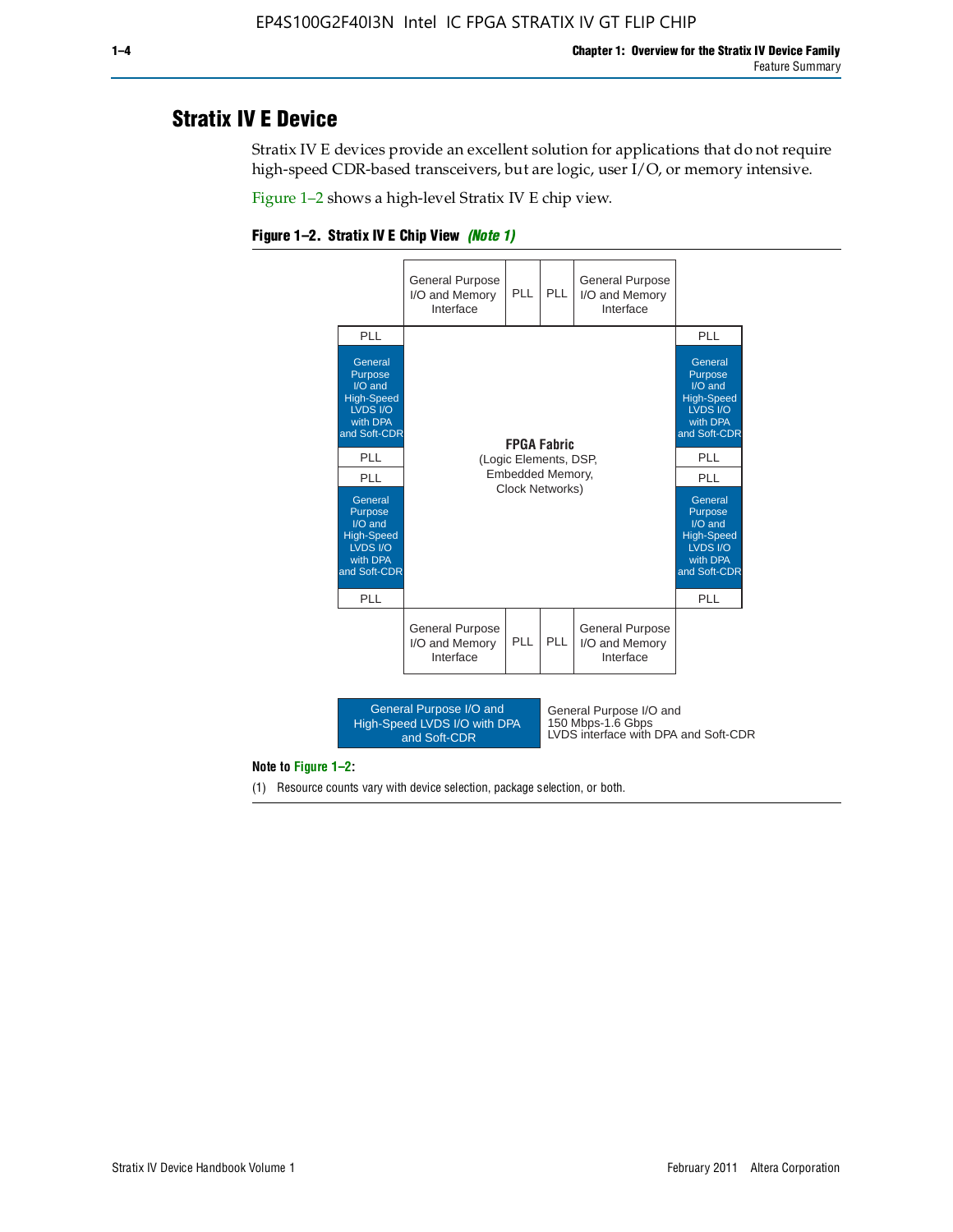## Stratix IV E Device

Stratix IV E devices provide an excellent solution for applications that do not require high-speed CDR-based transceivers, but are logic, user I/O, or memory intensive.

Figure 1–2 shows a high-level Stratix IV E chip view.

**Figure 1–2. Stratix IV E Chip View** ***(Note 1)***

| | General Purpose I/O and Memory Interface | PLL | PLL | General Purpose I/O and Memory Interface | |
|---|---|---|---|---|---|
| PLL | | | | | PLL |
| General Purpose I/O and High-Speed LVDS I/O with DPA and Soft-CDR | | | | | General Purpose I/O and High-Speed LVDS I/O with DPA and Soft-CDR |
| PLL | | | | | PLL |
| PLL | | **FPGA Fabric** (Logic Elements, DSP, Embedded Memory, Clock Networks) | | | PLL |
| General Purpose I/O and High-Speed LVDS I/O with DPA and Soft-CDR | | | | | General Purpose I/O and High-Speed LVDS I/O with DPA and Soft-CDR |
| PLL | | | | | PLL |
| | General Purpose I/O and Memory Interface | PLL | PLL | General Purpose I/O and Memory Interface | |

| Legend | Description |
|---|---|
| General Purpose I/O and High-Speed LVDS I/O with DPA and Soft-CDR | General Purpose I/O and 150 Mbps-1.6 Gbps LVDS interface with DPA and Soft-CDR |

**Note to Figure 1–2:**

(1) Resource counts vary with device selection, package selection, or both.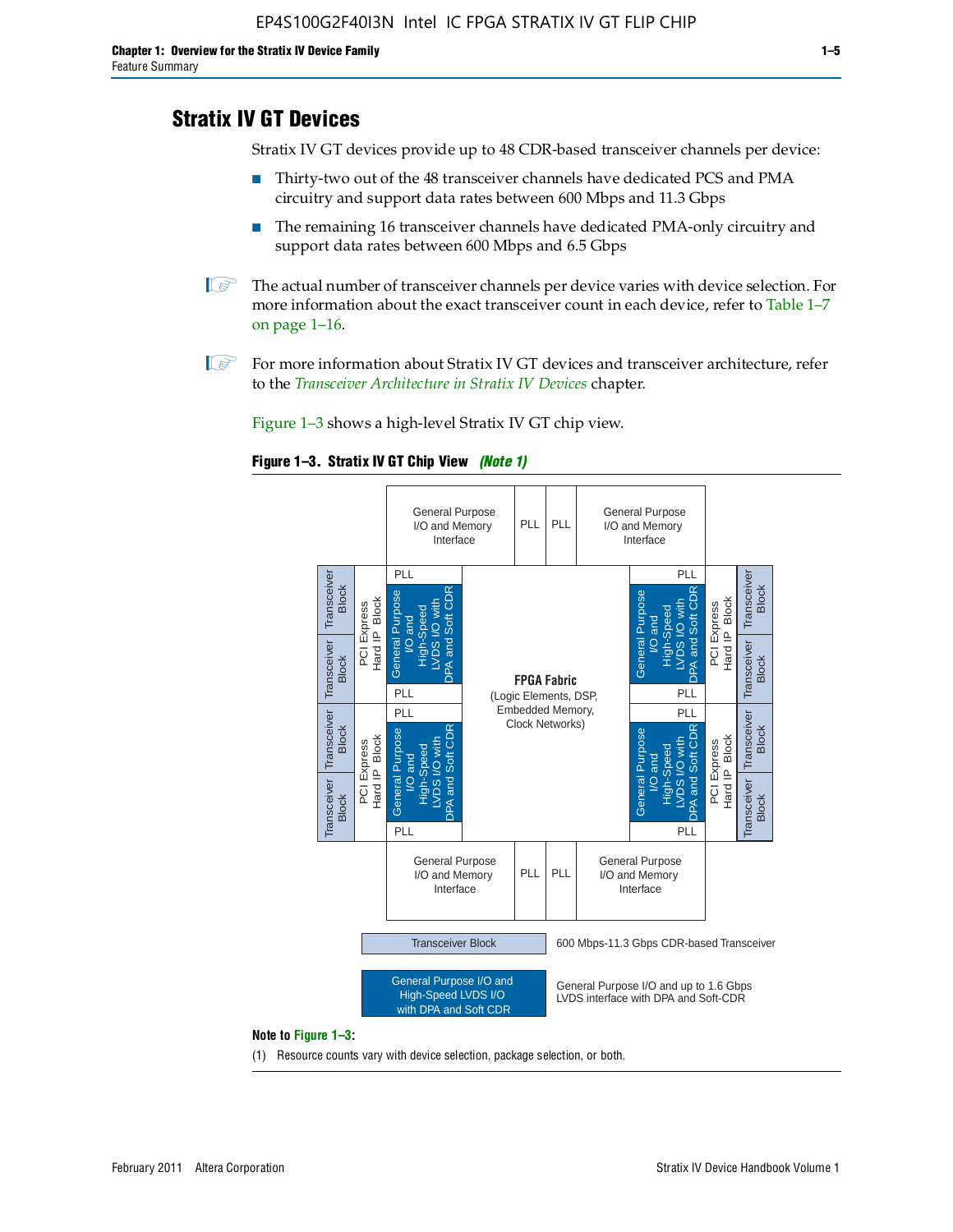## Stratix IV GT Devices

Stratix IV GT devices provide up to 48 CDR-based transceiver channels per device:

- Thirty-two out of the 48 transceiver channels have dedicated PCS and PMA circuitry and support data rates between 600 Mbps and 11.3 Gbps
- The remaining 16 transceiver channels have dedicated PMA-only circuitry and support data rates between 600 Mbps and 6.5 Gbps

The actual number of transceiver channels per device varies with device selection. For more information about the exact transceiver count in each device, refer to Table 1–7 on page 1–16.

For more information about Stratix IV GT devices and transceiver architecture, refer to the *Transceiver Architecture in Stratix IV Devices* chapter.

Figure 1–3 shows a high-level Stratix IV GT chip view.

**Figure 1–3. Stratix IV GT Chip View** ***(Note 1)***

General Purpose I/O and Memory Interface | PLL | PLL | General Purpose I/O and Memory Interface

Transceiver Block | PCI Express Hard IP Block | PLL | General Purpose I/O and High-Speed LVDS I/O with DPA and Soft CDR | PLL

**FPGA Fabric** (Logic Elements, DSP, Embedded Memory, Clock Networks)

Transceiver Block — 600 Mbps-11.3 Gbps CDR-based Transceiver

General Purpose I/O and High-Speed LVDS I/O with DPA and Soft CDR — General Purpose I/O and up to 1.6 Gbps LVDS interface with DPA and Soft-CDR

**Note to Figure 1–3:**

(1) Resource counts vary with device selection, package selection, or both.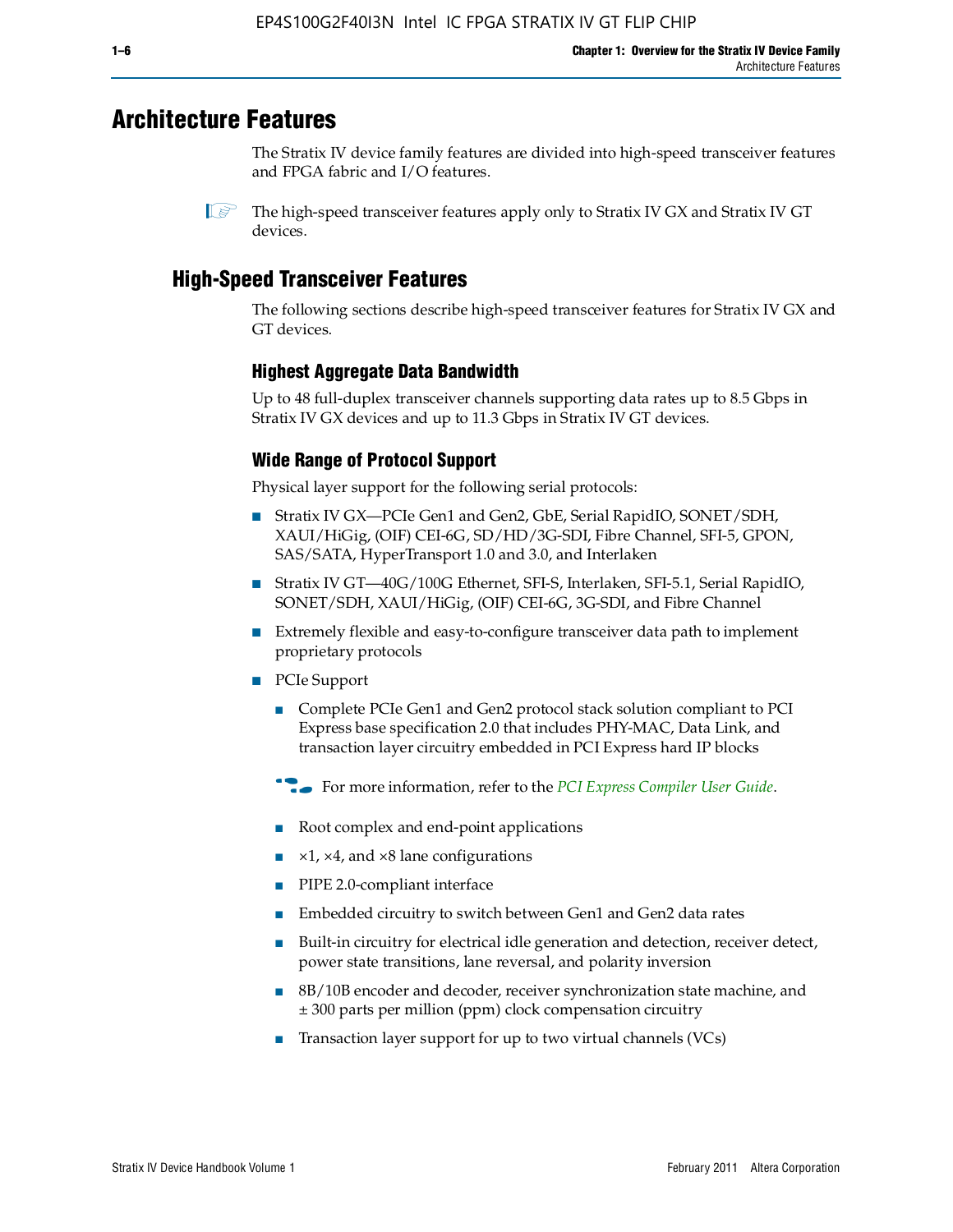# Architecture Features

The Stratix IV device family features are divided into high-speed transceiver features and FPGA fabric and I/O features.

The high-speed transceiver features apply only to Stratix IV GX and Stratix IV GT devices.

## High-Speed Transceiver Features

The following sections describe high-speed transceiver features for Stratix IV GX and GT devices.

### Highest Aggregate Data Bandwidth

Up to 48 full-duplex transceiver channels supporting data rates up to 8.5 Gbps in Stratix IV GX devices and up to 11.3 Gbps in Stratix IV GT devices.

### Wide Range of Protocol Support

Physical layer support for the following serial protocols:

- Stratix IV GX—PCIe Gen1 and Gen2, GbE, Serial RapidIO, SONET/SDH, XAUI/HiGig, (OIF) CEI-6G, SD/HD/3G-SDI, Fibre Channel, SFI-5, GPON, SAS/SATA, HyperTransport 1.0 and 3.0, and Interlaken
- Stratix IV GT—40G/100G Ethernet, SFI-S, Interlaken, SFI-5.1, Serial RapidIO, SONET/SDH, XAUI/HiGig, (OIF) CEI-6G, 3G-SDI, and Fibre Channel
- Extremely flexible and easy-to-configure transceiver data path to implement proprietary protocols
- PCIe Support
  - Complete PCIe Gen1 and Gen2 protocol stack solution compliant to PCI Express base specification 2.0 that includes PHY-MAC, Data Link, and transaction layer circuitry embedded in PCI Express hard IP blocks

  For more information, refer to the *PCI Express Compiler User Guide*.

  - Root complex and end-point applications
  - ×1, ×4, and ×8 lane configurations
  - PIPE 2.0-compliant interface
  - Embedded circuitry to switch between Gen1 and Gen2 data rates
  - Built-in circuitry for electrical idle generation and detection, receiver detect, power state transitions, lane reversal, and polarity inversion
  - 8B/10B encoder and decoder, receiver synchronization state machine, and ± 300 parts per million (ppm) clock compensation circuitry
  - Transaction layer support for up to two virtual channels (VCs)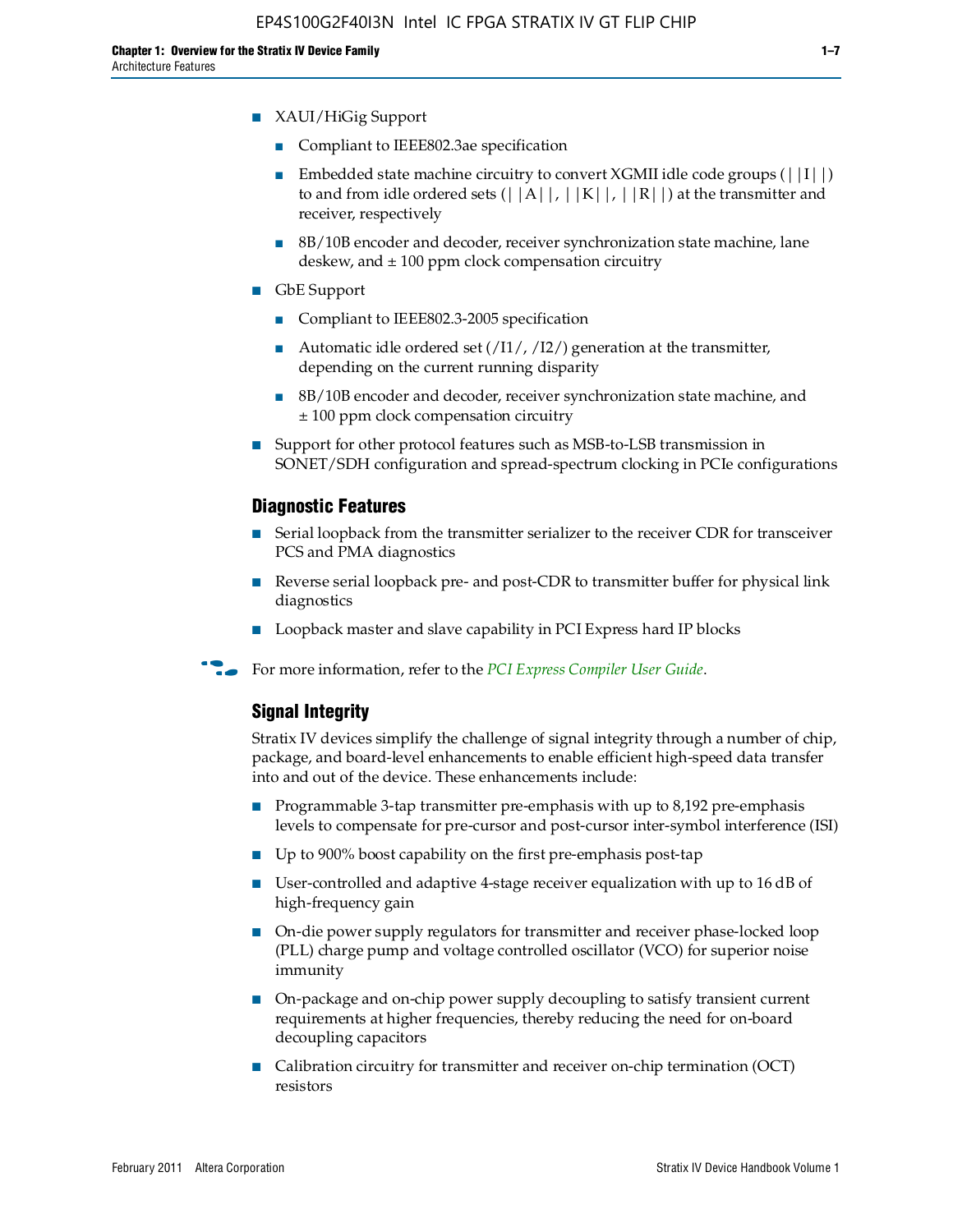- XAUI/HiGig Support
  - Compliant to IEEE802.3ae specification
  - Embedded state machine circuitry to convert XGMII idle code groups (||I||) to and from idle ordered sets (||A||, ||K||, ||R||) at the transmitter and receiver, respectively
  - 8B/10B encoder and decoder, receiver synchronization state machine, lane deskew, and ± 100 ppm clock compensation circuitry
- GbE Support
  - Compliant to IEEE802.3-2005 specification
  - Automatic idle ordered set (/I1/, /I2/) generation at the transmitter, depending on the current running disparity
  - 8B/10B encoder and decoder, receiver synchronization state machine, and ± 100 ppm clock compensation circuitry
- Support for other protocol features such as MSB-to-LSB transmission in SONET/SDH configuration and spread-spectrum clocking in PCIe configurations

### Diagnostic Features

- Serial loopback from the transmitter serializer to the receiver CDR for transceiver PCS and PMA diagnostics
- Reverse serial loopback pre- and post-CDR to transmitter buffer for physical link diagnostics
- Loopback master and slave capability in PCI Express hard IP blocks

For more information, refer to the *PCI Express Compiler User Guide*.

### Signal Integrity

Stratix IV devices simplify the challenge of signal integrity through a number of chip, package, and board-level enhancements to enable efficient high-speed data transfer into and out of the device. These enhancements include:

- Programmable 3-tap transmitter pre-emphasis with up to 8,192 pre-emphasis levels to compensate for pre-cursor and post-cursor inter-symbol interference (ISI)
- Up to 900% boost capability on the first pre-emphasis post-tap
- User-controlled and adaptive 4-stage receiver equalization with up to 16 dB of high-frequency gain
- On-die power supply regulators for transmitter and receiver phase-locked loop (PLL) charge pump and voltage controlled oscillator (VCO) for superior noise immunity
- On-package and on-chip power supply decoupling to satisfy transient current requirements at higher frequencies, thereby reducing the need for on-board decoupling capacitors
- Calibration circuitry for transmitter and receiver on-chip termination (OCT) resistors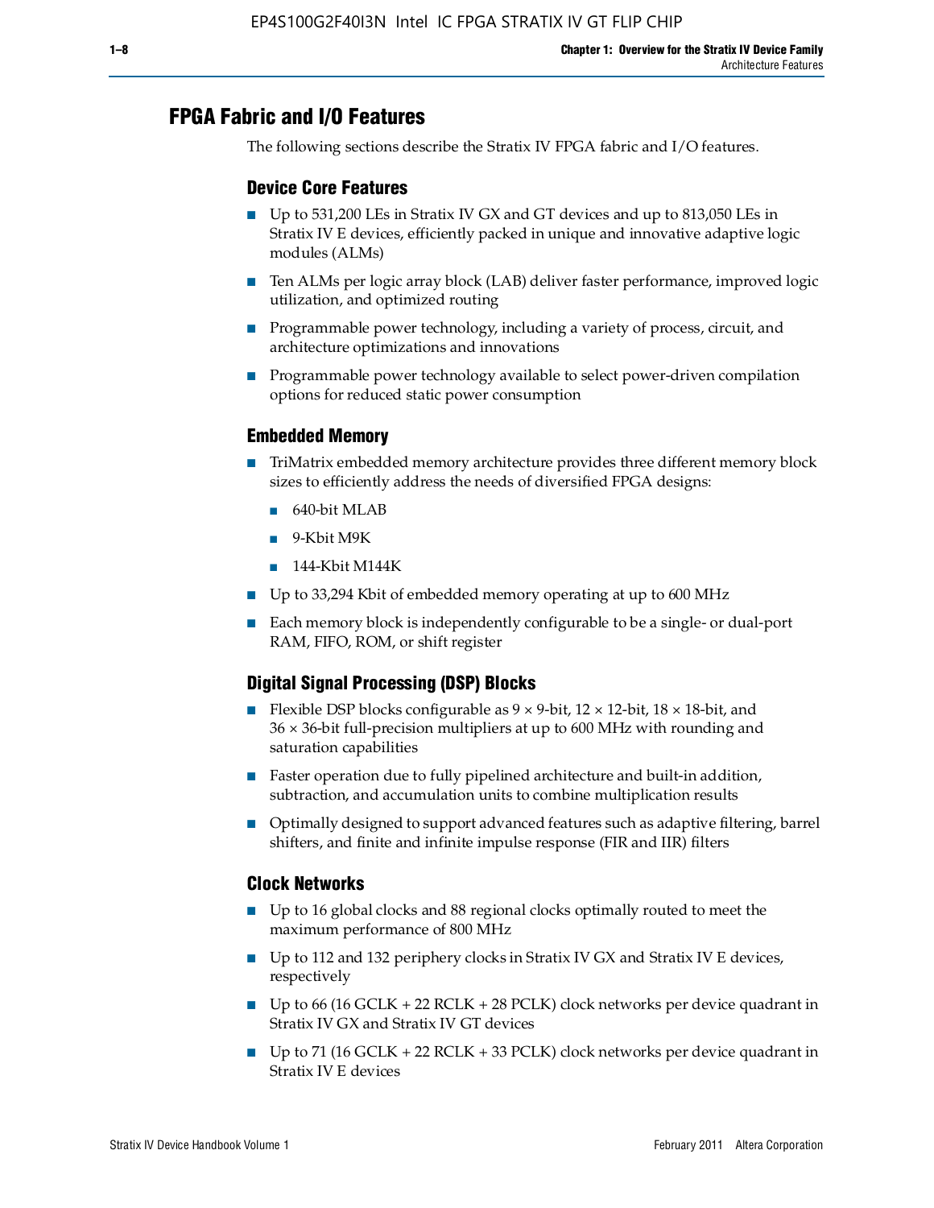## FPGA Fabric and I/O Features

The following sections describe the Stratix IV FPGA fabric and I/O features.

### Device Core Features

- Up to 531,200 LEs in Stratix IV GX and GT devices and up to 813,050 LEs in Stratix IV E devices, efficiently packed in unique and innovative adaptive logic modules (ALMs)
- Ten ALMs per logic array block (LAB) deliver faster performance, improved logic utilization, and optimized routing
- Programmable power technology, including a variety of process, circuit, and architecture optimizations and innovations
- Programmable power technology available to select power-driven compilation options for reduced static power consumption

### Embedded Memory

- TriMatrix embedded memory architecture provides three different memory block sizes to efficiently address the needs of diversified FPGA designs:
  - 640-bit MLAB
  - 9-Kbit M9K
  - 144-Kbit M144K
- Up to 33,294 Kbit of embedded memory operating at up to 600 MHz
- Each memory block is independently configurable to be a single- or dual-port RAM, FIFO, ROM, or shift register

### Digital Signal Processing (DSP) Blocks

- Flexible DSP blocks configurable as 9 × 9-bit, 12 × 12-bit, 18 × 18-bit, and 36 × 36-bit full-precision multipliers at up to 600 MHz with rounding and saturation capabilities
- Faster operation due to fully pipelined architecture and built-in addition, subtraction, and accumulation units to combine multiplication results
- Optimally designed to support advanced features such as adaptive filtering, barrel shifters, and finite and infinite impulse response (FIR and IIR) filters

### Clock Networks

- Up to 16 global clocks and 88 regional clocks optimally routed to meet the maximum performance of 800 MHz
- Up to 112 and 132 periphery clocks in Stratix IV GX and Stratix IV E devices, respectively
- Up to 66 (16 GCLK + 22 RCLK + 28 PCLK) clock networks per device quadrant in Stratix IV GX and Stratix IV GT devices
- Up to 71 (16 GCLK + 22 RCLK + 33 PCLK) clock networks per device quadrant in Stratix IV E devices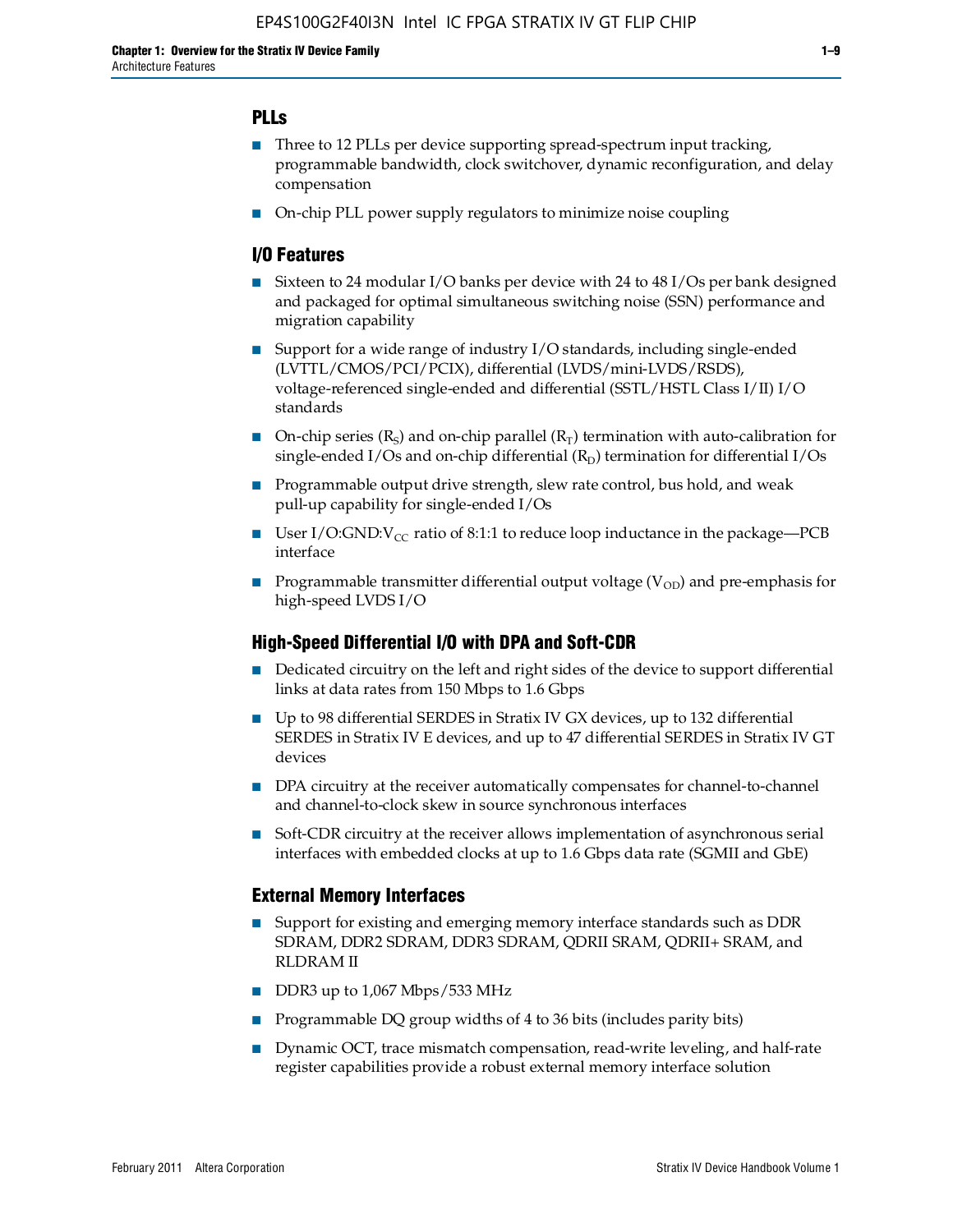### PLLs

- Three to 12 PLLs per device supporting spread-spectrum input tracking, programmable bandwidth, clock switchover, dynamic reconfiguration, and delay compensation
- On-chip PLL power supply regulators to minimize noise coupling

### I/O Features

- Sixteen to 24 modular I/O banks per device with 24 to 48 I/Os per bank designed and packaged for optimal simultaneous switching noise (SSN) performance and migration capability
- Support for a wide range of industry I/O standards, including single-ended (LVTTL/CMOS/PCI/PCIX), differential (LVDS/mini-LVDS/RSDS), voltage-referenced single-ended and differential (SSTL/HSTL Class I/II) I/O standards
- On-chip series ($R_S$) and on-chip parallel ($R_T$) termination with auto-calibration for single-ended I/Os and on-chip differential ($R_D$) termination for differential I/Os
- Programmable output drive strength, slew rate control, bus hold, and weak pull-up capability for single-ended I/Os
- User I/O:GND:$V_{CC}$ ratio of 8:1:1 to reduce loop inductance in the package—PCB interface
- Programmable transmitter differential output voltage ($V_{OD}$) and pre-emphasis for high-speed LVDS I/O

### High-Speed Differential I/O with DPA and Soft-CDR

- Dedicated circuitry on the left and right sides of the device to support differential links at data rates from 150 Mbps to 1.6 Gbps
- Up to 98 differential SERDES in Stratix IV GX devices, up to 132 differential SERDES in Stratix IV E devices, and up to 47 differential SERDES in Stratix IV GT devices
- DPA circuitry at the receiver automatically compensates for channel-to-channel and channel-to-clock skew in source synchronous interfaces
- Soft-CDR circuitry at the receiver allows implementation of asynchronous serial interfaces with embedded clocks at up to 1.6 Gbps data rate (SGMII and GbE)

### External Memory Interfaces

- Support for existing and emerging memory interface standards such as DDR SDRAM, DDR2 SDRAM, DDR3 SDRAM, QDRII SRAM, QDRII+ SRAM, and RLDRAM II
- DDR3 up to 1,067 Mbps/533 MHz
- Programmable DQ group widths of 4 to 36 bits (includes parity bits)
- Dynamic OCT, trace mismatch compensation, read-write leveling, and half-rate register capabilities provide a robust external memory interface solution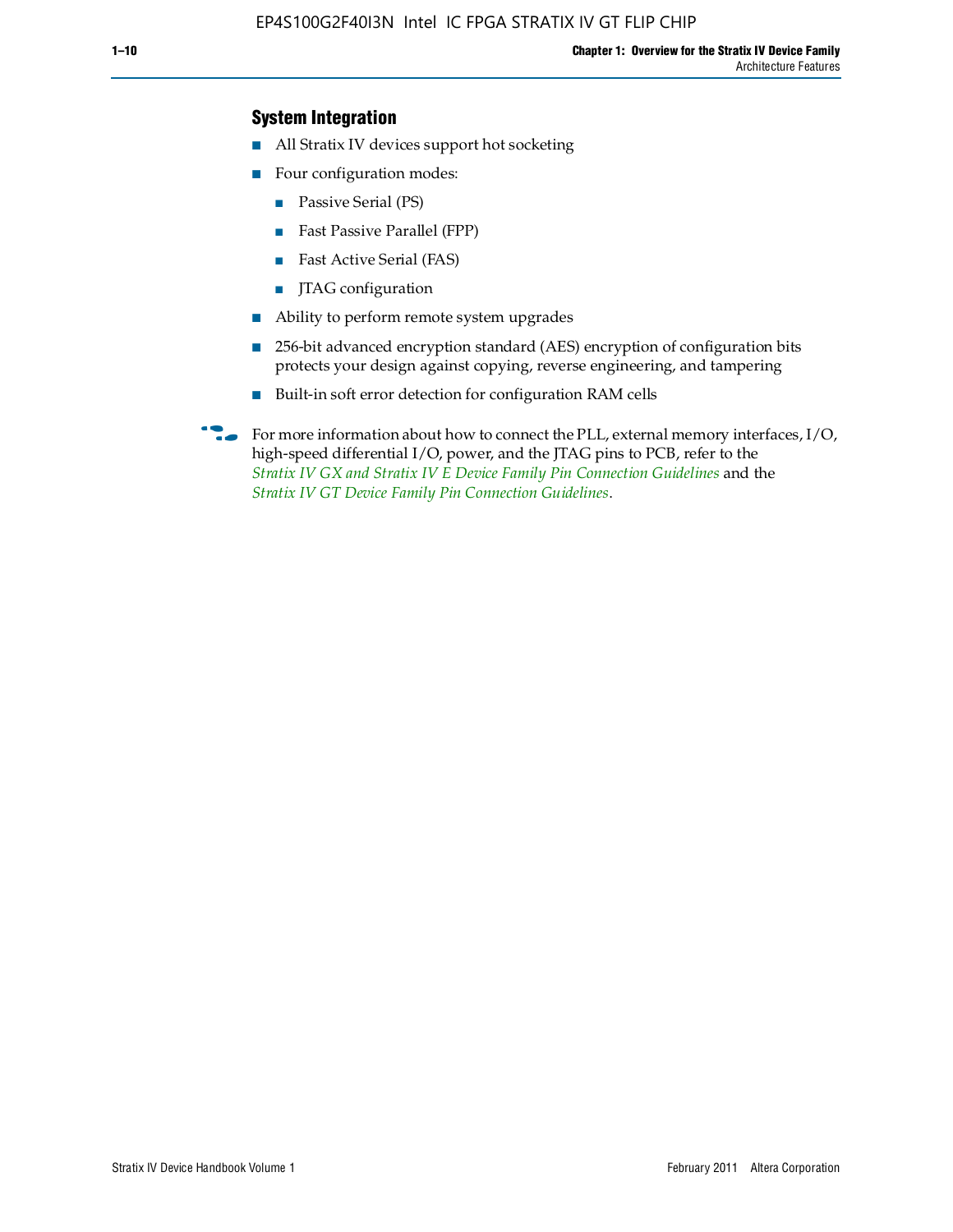## System Integration

- All Stratix IV devices support hot socketing
- Four configuration modes:
  - Passive Serial (PS)
  - Fast Passive Parallel (FPP)
  - Fast Active Serial (FAS)
  - JTAG configuration
- Ability to perform remote system upgrades
- 256-bit advanced encryption standard (AES) encryption of configuration bits protects your design against copying, reverse engineering, and tampering
- Built-in soft error detection for configuration RAM cells

For more information about how to connect the PLL, external memory interfaces, I/O, high-speed differential I/O, power, and the JTAG pins to PCB, refer to the *Stratix IV GX and Stratix IV E Device Family Pin Connection Guidelines* and the *Stratix IV GT Device Family Pin Connection Guidelines*.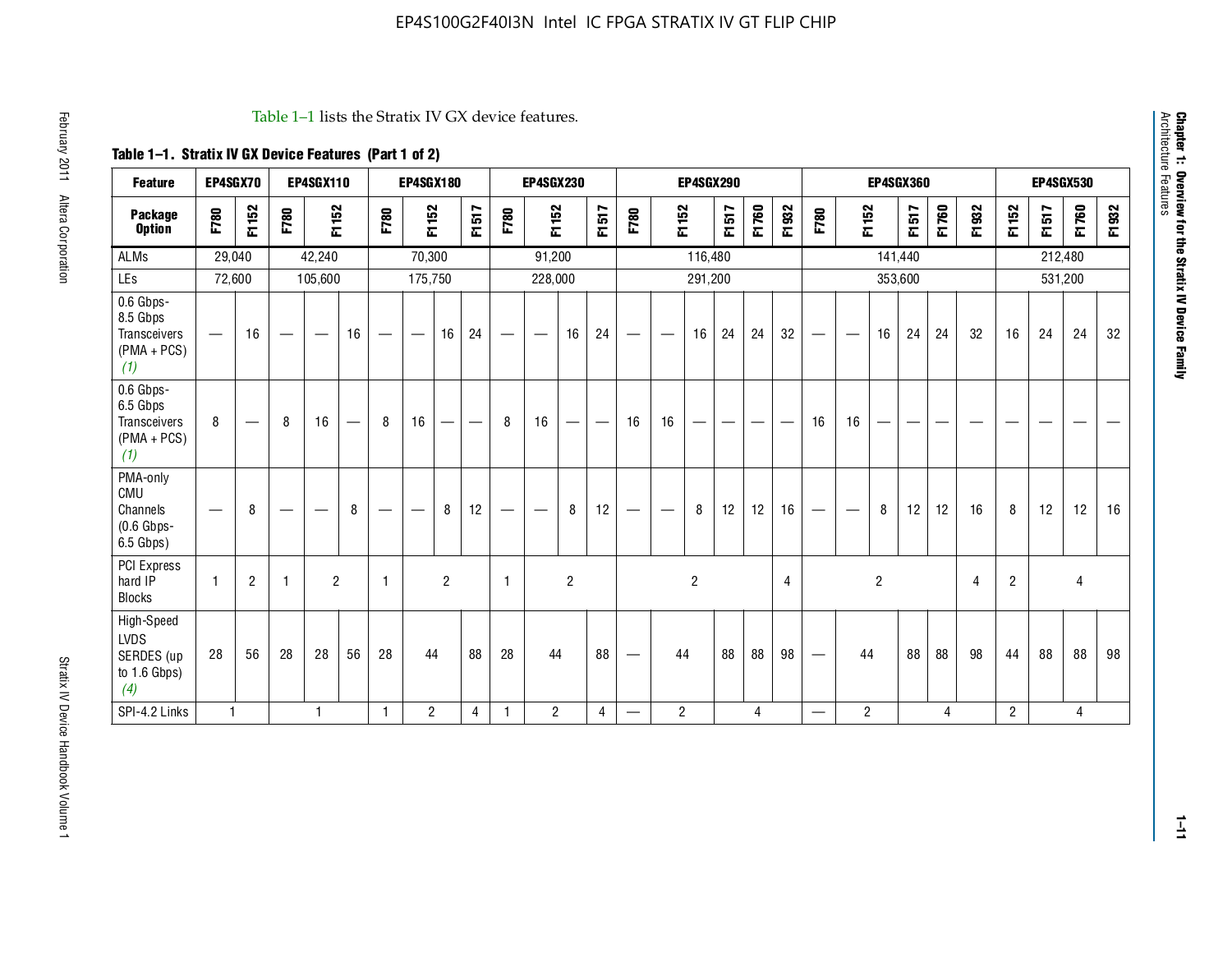Table 1–1 lists the Stratix IV GX device features.

**Table 1–1. Stratix IV GX Device Features (Part 1 of 2)**

| Feature | EP4SGX70 | | EP4SGX110 | | | EP4SGX180 | | | | EP4SGX230 | | | | EP4SGX290 | | | | | | EP4SGX360 | | | | | | EP4SGX530 | | | |
|---|---|---|---|---|---|---|---|---|---|---|---|---|---|---|---|---|---|---|---|---|---|---|---|---|---|---|---|---|---|
| **Package Option** | F780 | F1152 | F780 | F1152 | | F780 | F1152 | | F1517 | F780 | F1152 | | F1517 | F780 | F1152 | | F1517 | F1760 | F1932 | F780 | F1152 | | F1517 | F1760 | F1932 | F1152 | F1517 | F1760 | F1932 |
| ALMs | 29,040 | | 42,240 | | | 70,300 | | | | 91,200 | | | | 116,480 | | | | | | 141,440 | | | | | | 212,480 | | | |
| LEs | 72,600 | | 105,600 | | | 175,750 | | | | 228,000 | | | | 291,200 | | | | | | 353,600 | | | | | | 531,200 | | | |
| 0.6 Gbps-8.5 Gbps Transceivers (PMA + PCS) *(1)* | — | 16 | — | — | 16 | — | — | 16 | 24 | — | — | 16 | 24 | — | — | 16 | 24 | 24 | 32 | — | — | 16 | 24 | 24 | 32 | 16 | 24 | 24 | 32 |
| 0.6 Gbps-6.5 Gbps Transceivers (PMA + PCS) *(1)* | 8 | — | 8 | 16 | — | 8 | 16 | — | — | 8 | 16 | — | — | 16 | 16 | — | — | — | — | 16 | 16 | — | — | — | — | — | — | — | — |
| PMA-only CMU Channels (0.6 Gbps-6.5 Gbps) | — | 8 | — | — | 8 | — | — | 8 | 12 | — | — | 8 | 12 | — | — | 8 | 12 | 12 | 16 | — | — | 8 | 12 | 12 | 16 | 8 | 12 | 12 | 16 |
| PCI Express hard IP Blocks | 1 | 2 | 1 | 2 | | 1 | 2 | | | 1 | 2 | | | 2 | | | | | 4 | 2 | | | | | 4 | 2 | 4 | | |
| High-Speed LVDS SERDES (up to 1.6 Gbps) *(4)* | 28 | 56 | 28 | 28 | 56 | 28 | 44 | | 88 | 28 | 44 | | 88 | — | 44 | | 88 | 88 | 98 | — | 44 | | 88 | 88 | 98 | 44 | 88 | 88 | 98 |
| SPI-4.2 Links | 1 | | 1 | | | 1 | 2 | | 4 | 1 | 2 | | 4 | — | 2 | | 4 | | | — | 2 | | 4 | | | 2 | 4 | | |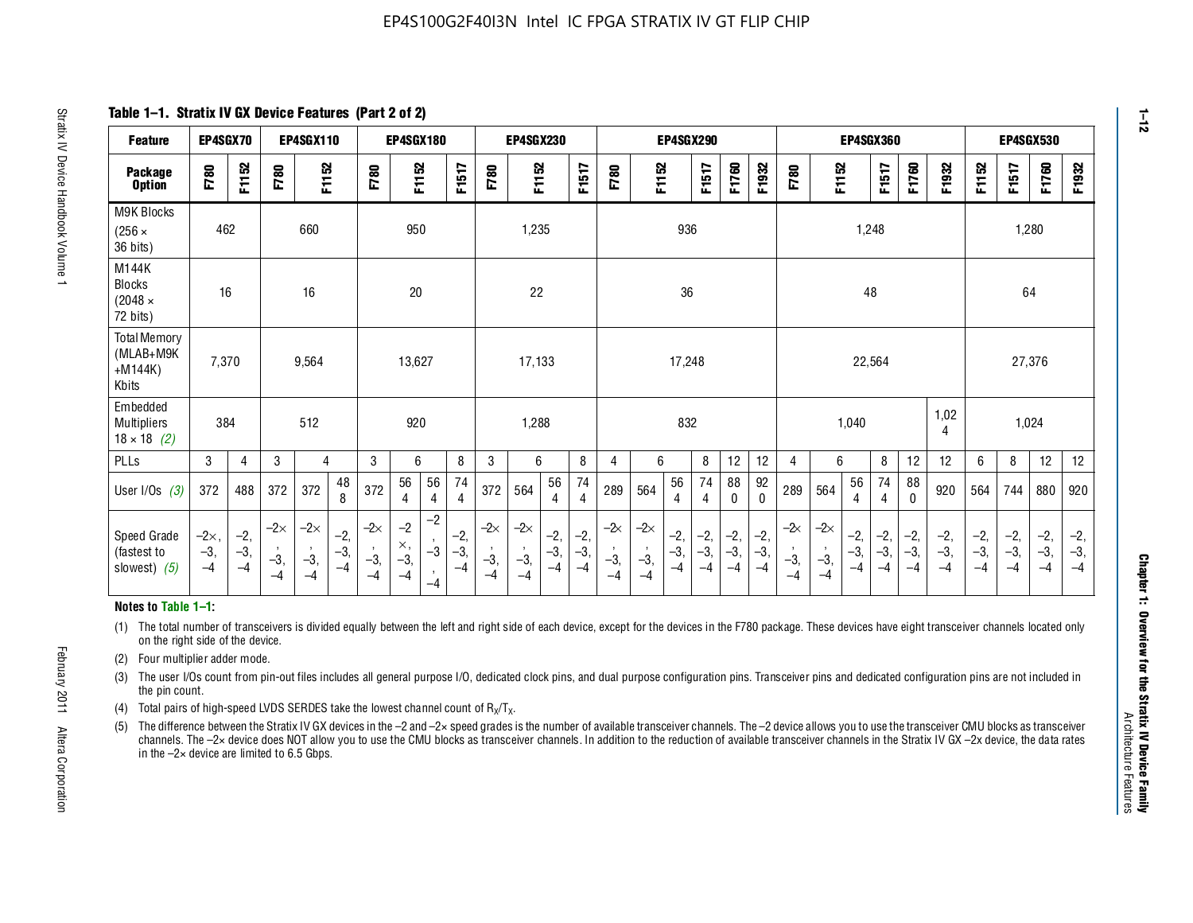**Table 1–1. Stratix IV GX Device Features (Part 2 of 2)**

| Feature | EP4SGX70 | | EP4SGX110 | | | EP4SGX180 | | | | EP4SGX230 | | | | EP4SGX290 | | | | | | EP4SGX360 | | | | | | EP4SGX530 | | | |
|---|---|---|---|---|---|---|---|---|---|---|---|---|---|---|---|---|---|---|---|---|---|---|---|---|---|---|---|---|---|
| Package Option | F780 | F1152 | F780 | F1152 | | F780 | F1152 | | F1517 | F780 | F1152 | | F1517 | F780 | F1152 | | F1517 | F1760 | F1932 | F780 | F1152 | | F1517 | F1760 | F1932 | F1152 | F1517 | F1760 | F1932 |
| M9K Blocks (256 × 36 bits) | 462 | | 660 | | | 950 | | | | 1,235 | | | | 936 | | | | | | 1,248 | | | | | | 1,280 | | | |
| M144K Blocks (2048 × 72 bits) | 16 | | 16 | | | 20 | | | | 22 | | | | 36 | | | | | | 48 | | | | | | 64 | | | |
| Total Memory (MLAB+M9K +M144K) Kbits | 7,370 | | 9,564 | | | 13,627 | | | | 17,133 | | | | 17,248 | | | | | | 22,564 | | | | | | 27,376 | | | |
| Embedded Multipliers 18 × 18 *(2)* | 384 | | 512 | | | 920 | | | | 1,288 | | | | 832 | | | | | | 1,040 | | | | | 1,024 | 1,024 | | | |
| PLLs | 3 | 4 | 3 | 4 | | 3 | 6 | | 8 | 3 | 6 | | 8 | 4 | 6 | | 8 | 12 | 12 | 4 | 6 | | 8 | 12 | 12 | 6 | 8 | 12 | 12 |
| User I/Os *(3)* | 372 | 488 | 372 | 372 | 488 | 372 | 564 | 564 | 744 | 372 | 564 | 564 | 744 | 289 | 564 | 564 | 744 | 880 | 920 | 289 | 564 | 564 | 744 | 880 | 920 | 564 | 744 | 880 | 920 |
| Speed Grade (fastest to slowest) *(5)* | –2×, –3, –4 | –2, –3, –4 | –2×, –3, –4 | –2×, –3, –4 | –2, –3, –4 | –2×, –3, –4 | –2×, –3, –4 | –2, –3, –4 | –2, –3, –4 | –2×, –3, –4 | –2×, –3, –4 | –2, –3, –4 | –2, –3, –4 | –2×, –3, –4 | –2×, –3, –4 | –2, –3, –4 | –2, –3, –4 | –2, –3, –4 | –2, –3, –4 | –2×, –3, –4 | –2×, –3, –4 | –2, –3, –4 | –2, –3, –4 | –2, –3, –4 | –2, –3, –4 | –2, –3, –4 | –2, –3, –4 | –2, –3, –4 | –2, –3, –4 |

**Notes to Table 1–1:**

(1) The total number of transceivers is divided equally between the left and right side of each device, except for the devices in the F780 package. These devices have eight transceiver channels located only on the right side of the device.

(2) Four multiplier adder mode.

(3) The user I/Os count from pin-out files includes all general purpose I/O, dedicated clock pins, and dual purpose configuration pins. Transceiver pins and dedicated configuration pins are not included in the pin count.

(4) Total pairs of high-speed LVDS SERDES take the lowest channel count of $R_X/T_X$.

(5) The difference between the Stratix IV GX devices in the –2 and –2× speed grades is the number of available transceiver channels. The –2 device allows you to use the transceiver CMU blocks as transceiver channels. The –2× device does NOT allow you to use the CMU blocks as transceiver channels. In addition to the reduction of available transceiver channels in the Stratix IV GX –2x device, the data rates in the –2× device are limited to 6.5 Gbps.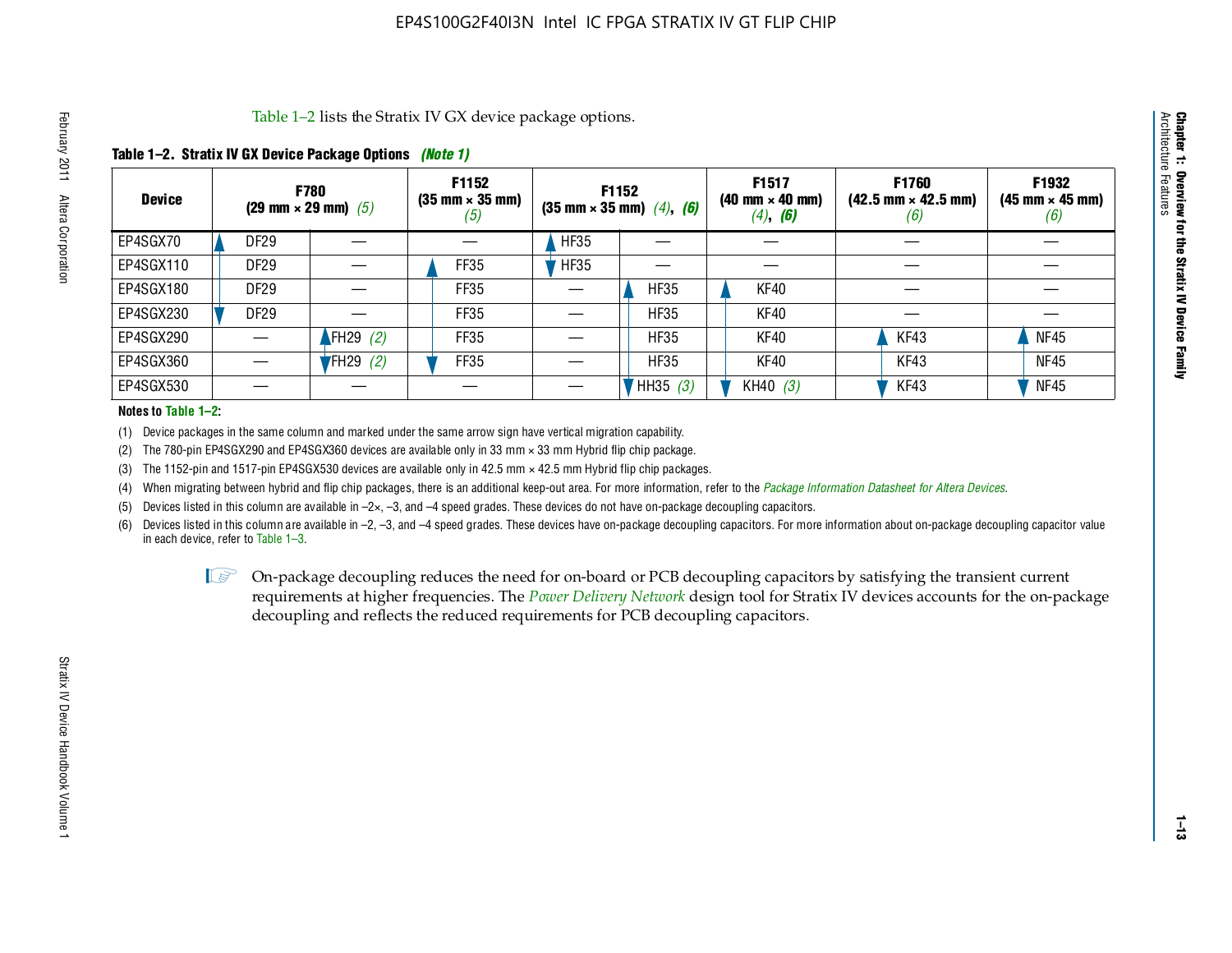Table 1–2 lists the Stratix IV GX device package options.

**Table 1–2. Stratix IV GX Device Package Options** *(Note 1)*

| Device | F780 (29 mm × 29 mm) *(5)* | | F1152 (35 mm × 35 mm) *(5)* | F1152 (35 mm × 35 mm) *(4)*, *(6)* | | F1517 (40 mm × 40 mm) *(4)*, *(6)* | F1760 (42.5 mm × 42.5 mm) *(6)* | F1932 (45 mm × 45 mm) *(6)* |
|---|---|---|---|---|---|---|---|---|
| EP4SGX70 | DF29 | — | — | HF35 | — | — | — | — |
| EP4SGX110 | DF29 | — | FF35 | HF35 | — | — | — | — |
| EP4SGX180 | DF29 | — | FF35 | — | HF35 | KF40 | — | — |
| EP4SGX230 | DF29 | — | FF35 | — | HF35 | KF40 | — | — |
| EP4SGX290 | — | FH29 *(2)* | FF35 | — | HF35 | KF40 | KF43 | NF45 |
| EP4SGX360 | — | FH29 *(2)* | FF35 | — | HF35 | KF40 | KF43 | NF45 |
| EP4SGX530 | — | — | — | — | HH35 *(3)* | KH40 *(3)* | KF43 | NF45 |

**Notes to Table 1–2:**

(1) Device packages in the same column and marked under the same arrow sign have vertical migration capability.

(2) The 780-pin EP4SGX290 and EP4SGX360 devices are available only in 33 mm × 33 mm Hybrid flip chip package.

(3) The 1152-pin and 1517-pin EP4SGX530 devices are available only in 42.5 mm × 42.5 mm Hybrid flip chip packages.

(4) When migrating between hybrid and flip chip packages, there is an additional keep-out area. For more information, refer to the *Package Information Datasheet for Altera Devices*.

(5) Devices listed in this column are available in –2×, –3, and –4 speed grades. These devices do not have on-package decoupling capacitors.

(6) Devices listed in this column are available in –2, –3, and –4 speed grades. These devices have on-package decoupling capacitors. For more information about on-package decoupling capacitor value in each device, refer to Table 1–3.

On-package decoupling reduces the need for on-board or PCB decoupling capacitors by satisfying the transient current requirements at higher frequencies. The *Power Delivery Network* design tool for Stratix IV devices accounts for the on-package decoupling and reflects the reduced requirements for PCB decoupling capacitors.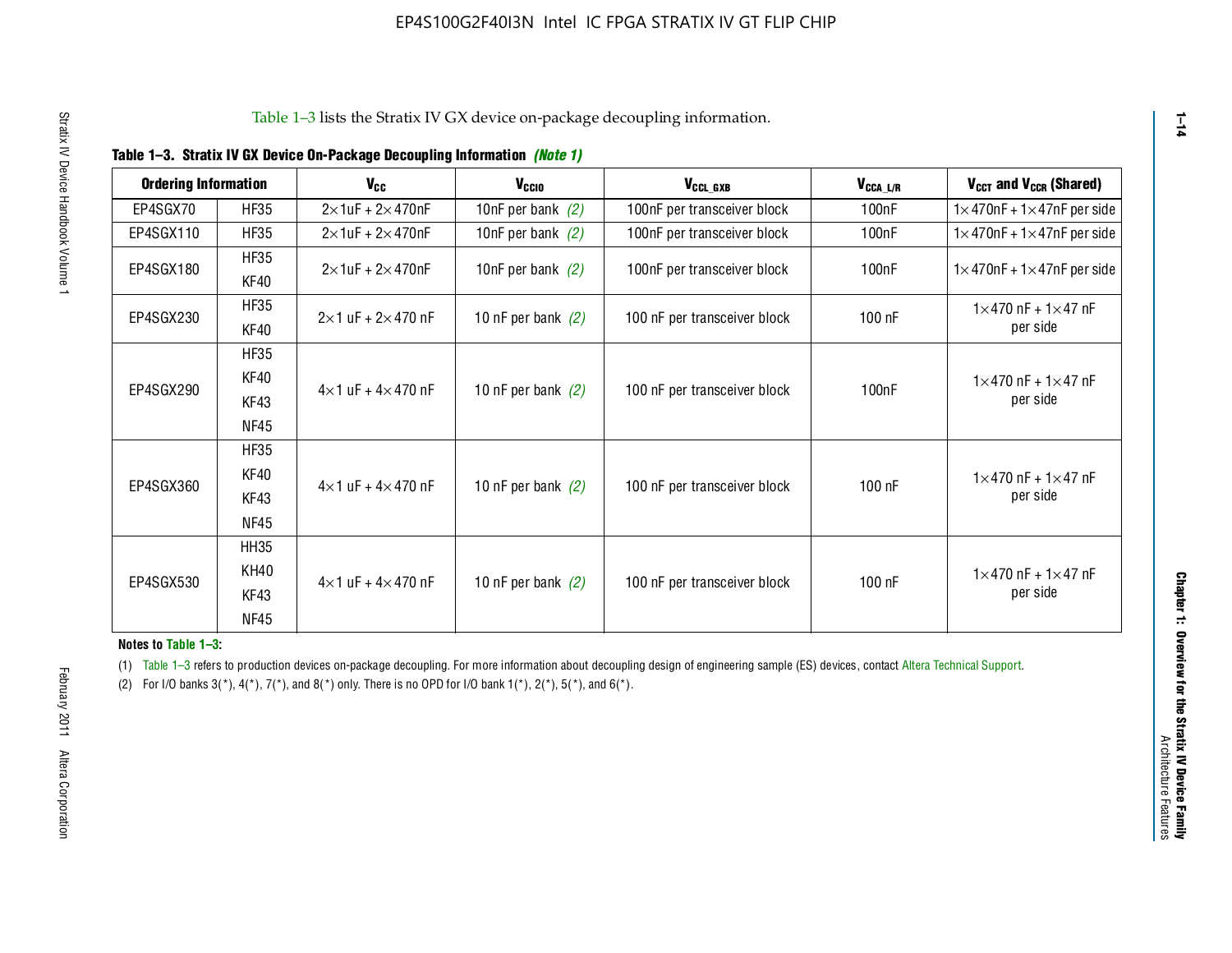Table 1–3 lists the Stratix IV GX device on-package decoupling information.

**Table 1–3. Stratix IV GX Device On-Package Decoupling Information** *(Note 1)*

| Ordering Information | | $V_{CC}$ | $V_{CCIO}$ | $V_{CCL\_GXB}$ | $V_{CCA\_L/R}$ | $V_{CCT}$ and $V_{CCR}$ (Shared) |
|---|---|---|---|---|---|---|
| EP4SGX70 | HF35 | 2×1uF + 2×470nF | 10nF per bank *(2)* | 100nF per transceiver block | 100nF | 1×470nF + 1×47nF per side |
| EP4SGX110 | HF35 | 2×1uF + 2×470nF | 10nF per bank *(2)* | 100nF per transceiver block | 100nF | 1×470nF + 1×47nF per side |
| EP4SGX180 | HF35<br>KF40 | 2×1uF + 2×470nF | 10nF per bank *(2)* | 100nF per transceiver block | 100nF | 1×470nF + 1×47nF per side |
| EP4SGX230 | HF35<br>KF40 | 2×1 uF + 2×470 nF | 10 nF per bank *(2)* | 100 nF per transceiver block | 100 nF | 1×470 nF + 1×47 nF per side |
| EP4SGX290 | HF35<br>KF40<br>KF43<br>NF45 | 4×1 uF + 4×470 nF | 10 nF per bank *(2)* | 100 nF per transceiver block | 100nF | 1×470 nF + 1×47 nF per side |
| EP4SGX360 | HF35<br>KF40<br>KF43<br>NF45 | 4×1 uF + 4×470 nF | 10 nF per bank *(2)* | 100 nF per transceiver block | 100 nF | 1×470 nF + 1×47 nF per side |
| EP4SGX530 | HH35<br>KH40<br>KF43<br>NF45 | 4×1 uF + 4×470 nF | 10 nF per bank *(2)* | 100 nF per transceiver block | 100 nF | 1×470 nF + 1×47 nF per side |

**Notes to Table 1–3:**

(1) Table 1–3 refers to production devices on-package decoupling. For more information about decoupling design of engineering sample (ES) devices, contact Altera Technical Support.

(2) For I/O banks 3(*), 4(*), 7(*), and 8(*) only. There is no OPD for I/O bank 1(*), 2(*), 5(*), and 6(*).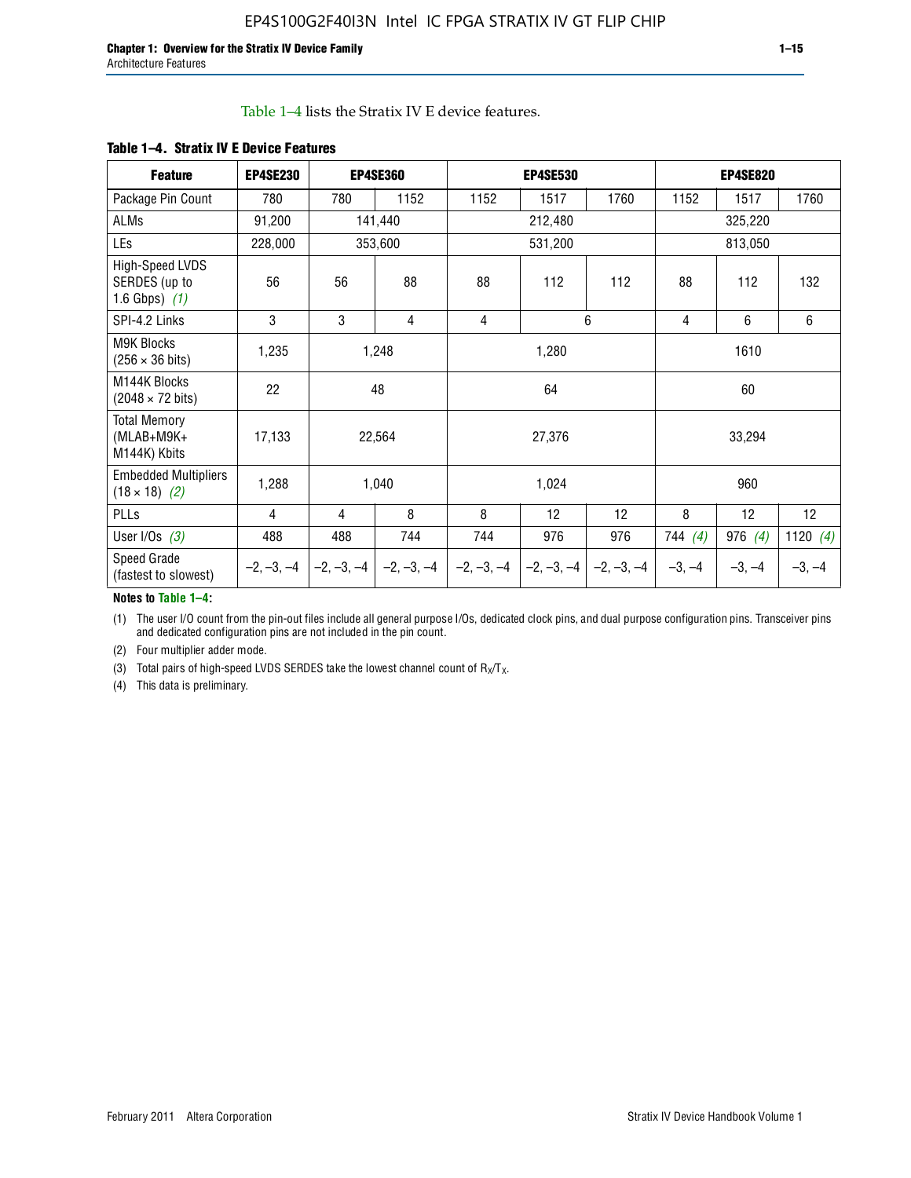Table 1–4 lists the Stratix IV E device features.

**Table 1–4. Stratix IV E Device Features**

| Feature | EP4SE230 | EP4SE360 | | EP4SE530 | | | EP4SE820 | | |
|---|---|---|---|---|---|---|---|---|---|
| Package Pin Count | 780 | 780 | 1152 | 1152 | 1517 | 1760 | 1152 | 1517 | 1760 |
| ALMs | 91,200 | 141,440 | | 212,480 | | | 325,220 | | |
| LEs | 228,000 | 353,600 | | 531,200 | | | 813,050 | | |
| High-Speed LVDS SERDES (up to 1.6 Gbps) *(1)* | 56 | 56 | 88 | 88 | 112 | 112 | 88 | 112 | 132 |
| SPI-4.2 Links | 3 | 3 | 4 | 4 | 6 | | 4 | 6 | 6 |
| M9K Blocks (256 × 36 bits) | 1,235 | 1,248 | | 1,280 | | | 1610 | | |
| M144K Blocks (2048 × 72 bits) | 22 | 48 | | 64 | | | 60 | | |
| Total Memory (MLAB+M9K+ M144K) Kbits | 17,133 | 22,564 | | 27,376 | | | 33,294 | | |
| Embedded Multipliers (18 × 18) *(2)* | 1,288 | 1,040 | | 1,024 | | | 960 | | |
| PLLs | 4 | 4 | 8 | 8 | 12 | 12 | 8 | 12 | 12 |
| User I/Os *(3)* | 488 | 488 | 744 | 744 | 976 | 976 | 744 *(4)* | 976 *(4)* | 1120 *(4)* |
| Speed Grade (fastest to slowest) | –2, –3, –4 | –2, –3, –4 | –2, –3, –4 | –2, –3, –4 | –2, –3, –4 | –2, –3, –4 | –3, –4 | –3, –4 | –3, –4 |

**Notes to Table 1–4:**

(1) The user I/O count from the pin-out files include all general purpose I/Os, dedicated clock pins, and dual purpose configuration pins. Transceiver pins and dedicated configuration pins are not included in the pin count.

(2) Four multiplier adder mode.

(3) Total pairs of high-speed LVDS SERDES take the lowest channel count of $R_X/T_X$.

(4) This data is preliminary.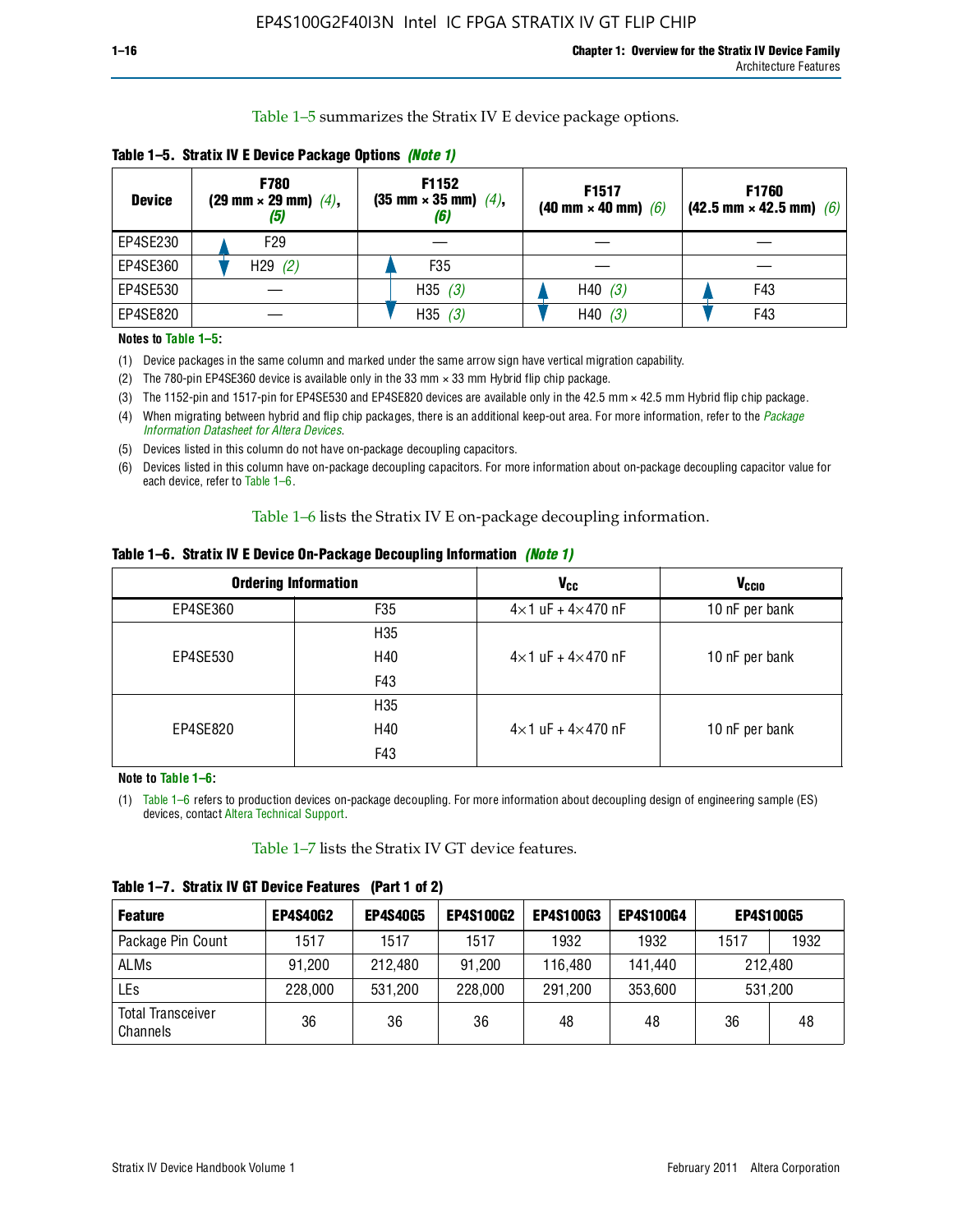Table 1–5 summarizes the Stratix IV E device package options.

**Table 1–5. Stratix IV E Device Package Options** *(Note 1)*

| Device | F780 (29 mm × 29 mm) *(4)*, *(5)* | F1152 (35 mm × 35 mm) *(4)*, *(6)* | F1517 (40 mm × 40 mm) *(6)* | F1760 (42.5 mm × 42.5 mm) *(6)* |
|---|---|---|---|---|
| EP4SE230 | ▲ F29 | — | — | — |
| EP4SE360 | ▼ H29 *(2)* | ▲ F35 | — | — |
| EP4SE530 | — | H35 *(3)* | ▲ H40 *(3)* | ▲ F43 |
| EP4SE820 | — | ▼ H35 *(3)* | ▼ H40 *(3)* | ▼ F43 |

**Notes to Table 1–5:**

(1) Device packages in the same column and marked under the same arrow sign have vertical migration capability.

(2) The 780-pin EP4SE360 device is available only in the 33 mm × 33 mm Hybrid flip chip package.

(3) The 1152-pin and 1517-pin for EP4SE530 and EP4SE820 devices are available only in the 42.5 mm × 42.5 mm Hybrid flip chip package.

(4) When migrating between hybrid and flip chip packages, there is an additional keep-out area. For more information, refer to the *Package Information Datasheet for Altera Devices*.

(5) Devices listed in this column do not have on-package decoupling capacitors.

(6) Devices listed in this column have on-package decoupling capacitors. For more information about on-package decoupling capacitor value for each device, refer to Table 1–6.

Table 1–6 lists the Stratix IV E on-package decoupling information.

**Table 1–6. Stratix IV E Device On-Package Decoupling Information** *(Note 1)*

| Ordering Information | | $V_{CC}$ | $V_{CCIO}$ |
|---|---|---|---|
| EP4SE360 | F35 | 4×1 uF + 4×470 nF | 10 nF per bank |
| EP4SE530 | H35<br>H40<br>F43 | 4×1 uF + 4×470 nF | 10 nF per bank |
| EP4SE820 | H35<br>H40<br>F43 | 4×1 uF + 4×470 nF | 10 nF per bank |

**Note to Table 1–6:**

(1) Table 1–6 refers to production devices on-package decoupling. For more information about decoupling design of engineering sample (ES) devices, contact Altera Technical Support.

Table 1–7 lists the Stratix IV GT device features.

**Table 1–7. Stratix IV GT Device Features (Part 1 of 2)**

| Feature | EP4S40G2 | EP4S40G5 | EP4S100G2 | EP4S100G3 | EP4S100G4 | EP4S100G5 | |
|---|---|---|---|---|---|---|---|
| Package Pin Count | 1517 | 1517 | 1517 | 1932 | 1932 | 1517 | 1932 |
| ALMs | 91,200 | 212,480 | 91,200 | 116,480 | 141,440 | 212,480 | |
| LEs | 228,000 | 531,200 | 228,000 | 291,200 | 353,600 | 531,200 | |
| Total Transceiver Channels | 36 | 36 | 36 | 48 | 48 | 36 | 48 |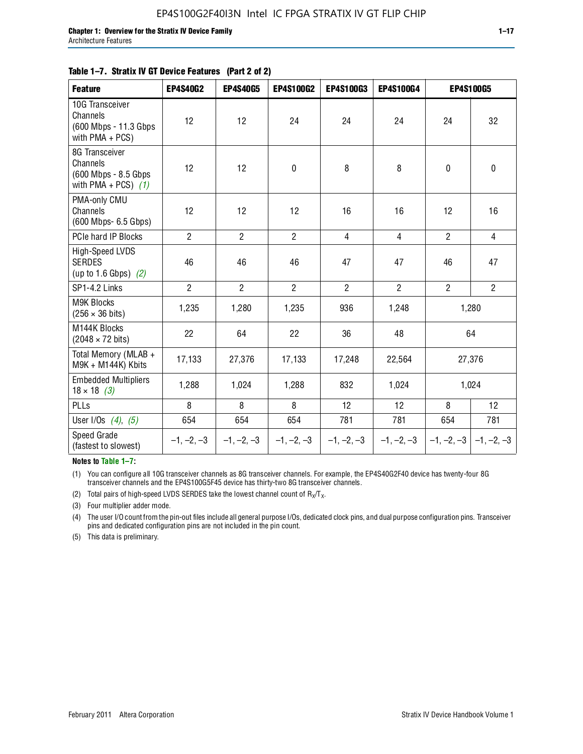**Table 1–7. Stratix IV GT Device Features (Part 2 of 2)**

| Feature | EP4S40G2 | EP4S40G5 | EP4S100G2 | EP4S100G3 | EP4S100G4 | EP4S100G5 | |
|---|---|---|---|---|---|---|---|
| 10G Transceiver Channels (600 Mbps - 11.3 Gbps with PMA + PCS) | 12 | 12 | 24 | 24 | 24 | 24 | 32 |
| 8G Transceiver Channels (600 Mbps - 8.5 Gbps with PMA + PCS) *(1)* | 12 | 12 | 0 | 8 | 8 | 0 | 0 |
| PMA-only CMU Channels (600 Mbps- 6.5 Gbps) | 12 | 12 | 12 | 16 | 16 | 12 | 16 |
| PCIe hard IP Blocks | 2 | 2 | 2 | 4 | 4 | 2 | 4 |
| High-Speed LVDS SERDES (up to 1.6 Gbps) *(2)* | 46 | 46 | 46 | 47 | 47 | 46 | 47 |
| SP1-4.2 Links | 2 | 2 | 2 | 2 | 2 | 2 | 2 |
| M9K Blocks ($256 \times 36$ bits) | 1,235 | 1,280 | 1,235 | 936 | 1,248 | 1,280 | |
| M144K Blocks ($2048 \times 72$ bits) | 22 | 64 | 22 | 36 | 48 | 64 | |
| Total Memory (MLAB + M9K + M144K) Kbits | 17,133 | 27,376 | 17,133 | 17,248 | 22,564 | 27,376 | |
| Embedded Multipliers $18 \times 18$ *(3)* | 1,288 | 1,024 | 1,288 | 832 | 1,024 | 1,024 | |
| PLLs | 8 | 8 | 8 | 12 | 12 | 8 | 12 |
| User I/Os *(4)*, *(5)* | 654 | 654 | 654 | 781 | 781 | 654 | 781 |
| Speed Grade (fastest to slowest) | –1, –2, –3 | –1, –2, –3 | –1, –2, –3 | –1, –2, –3 | –1, –2, –3 | –1, –2, –3 | –1, –2, –3 |

**Notes to Table 1–7:**

(1) You can configure all 10G transceiver channels as 8G transceiver channels. For example, the EP4S40G2F40 device has twenty-four 8G transceiver channels and the EP4S100G5F45 device has thirty-two 8G transceiver channels.

(2) Total pairs of high-speed LVDS SERDES take the lowest channel count of $R_X/T_X$.

(3) Four multiplier adder mode.

(4) The user I/O count from the pin-out files include all general purpose I/Os, dedicated clock pins, and dual purpose configuration pins. Transceiver pins and dedicated configuration pins are not included in the pin count.

(5) This data is preliminary.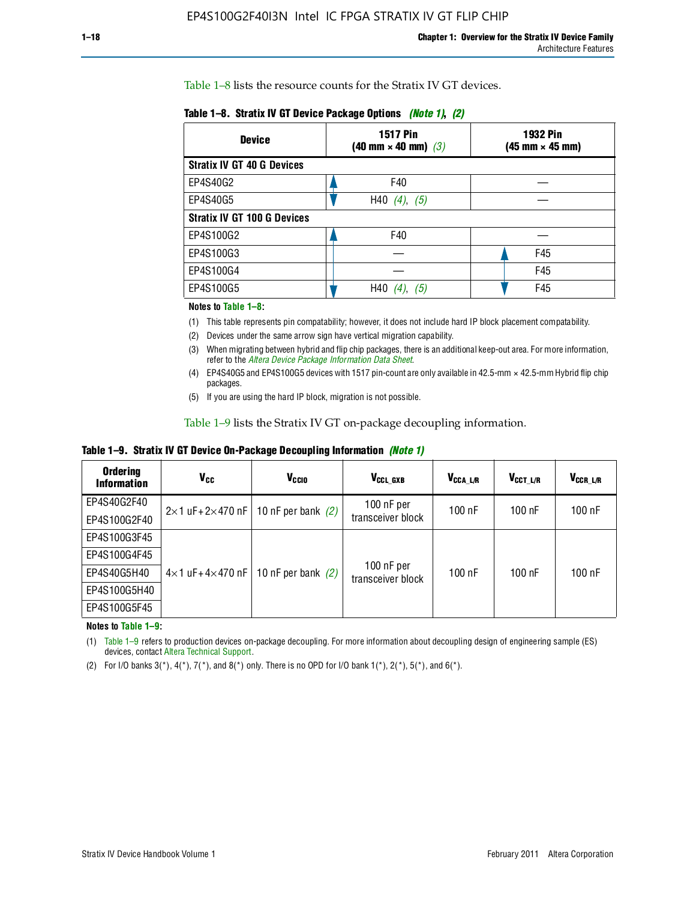Table 1–8 lists the resource counts for the Stratix IV GT devices.

**Table 1–8. Stratix IV GT Device Package Options** *(Note 1)*, *(2)*

| Device | 1517 Pin (40 mm × 40 mm) *(3)* | 1932 Pin (45 mm × 45 mm) |
|---|---|---|
| **Stratix IV GT 40 G Devices** | | |
| EP4S40G2 | F40 | — |
| EP4S40G5 | H40 *(4)*, *(5)* | — |
| **Stratix IV GT 100 G Devices** | | |
| EP4S100G2 | F40 | — |
| EP4S100G3 | — | F45 |
| EP4S100G4 | — | F45 |
| EP4S100G5 | H40 *(4)*, *(5)* | F45 |

**Notes to Table 1–8:**

(1) This table represents pin compatability; however, it does not include hard IP block placement compatability.

(2) Devices under the same arrow sign have vertical migration capability.

(3) When migrating between hybrid and flip chip packages, there is an additional keep-out area. For more information, refer to the *Altera Device Package Information Data Sheet*.

(4) EP4S40G5 and EP4S100G5 devices with 1517 pin-count are only available in 42.5-mm × 42.5-mm Hybrid flip chip packages.

(5) If you are using the hard IP block, migration is not possible.

Table 1–9 lists the Stratix IV GT on-package decoupling information.

**Table 1–9. Stratix IV GT Device On-Package Decoupling Information** *(Note 1)*

| Ordering Information | $V_{CC}$ | $V_{CCIO}$ | $V_{CCL\_GXB}$ | $V_{CCA\_L/R}$ | $V_{CCT\_L/R}$ | $V_{CCR\_L/R}$ |
|---|---|---|---|---|---|---|
| EP4S40G2F40 | 2×1 uF+2×470 nF | 10 nF per bank *(2)* | 100 nF per transceiver block | 100 nF | 100 nF | 100 nF |
| EP4S100G2F40 | | | | | | |
| EP4S100G3F45 | 4×1 uF+4×470 nF | 10 nF per bank *(2)* | 100 nF per transceiver block | 100 nF | 100 nF | 100 nF |
| EP4S100G4F45 | | | | | | |
| EP4S40G5H40 | | | | | | |
| EP4S100G5H40 | | | | | | |
| EP4S100G5F45 | | | | | | |

**Notes to Table 1–9:**

(1) Table 1–9 refers to production devices on-package decoupling. For more information about decoupling design of engineering sample (ES) devices, contact Altera Technical Support.

(2) For I/O banks 3(*), 4(*), 7(*), and 8(*) only. There is no OPD for I/O bank 1(*), 2(*), 5(*), and 6(*).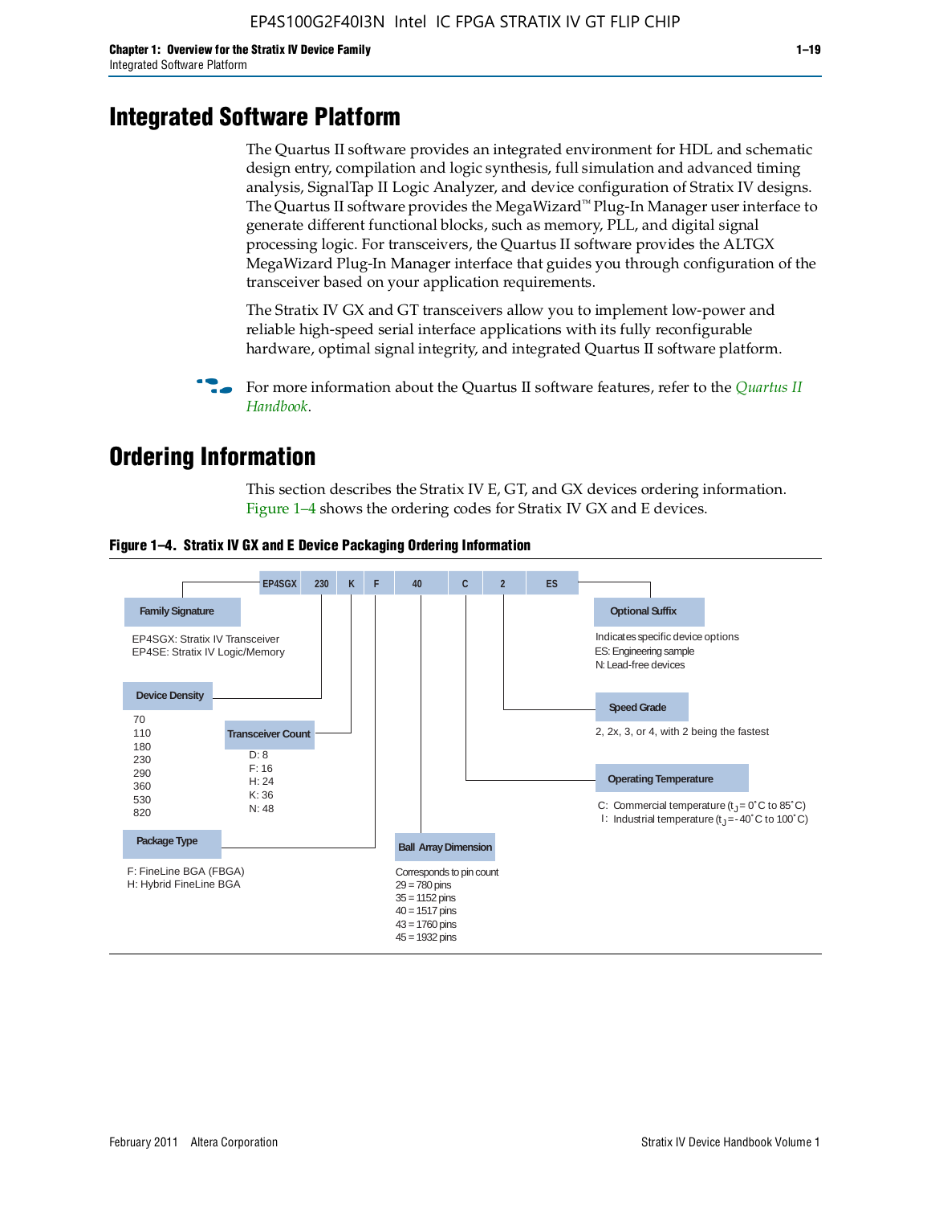# Integrated Software Platform

The Quartus II software provides an integrated environment for HDL and schematic design entry, compilation and logic synthesis, full simulation and advanced timing analysis, SignalTap II Logic Analyzer, and device configuration of Stratix IV designs. The Quartus II software provides the MegaWizard™ Plug-In Manager user interface to generate different functional blocks, such as memory, PLL, and digital signal processing logic. For transceivers, the Quartus II software provides the ALTGX MegaWizard Plug-In Manager interface that guides you through configuration of the transceiver based on your application requirements.

The Stratix IV GX and GT transceivers allow you to implement low-power and reliable high-speed serial interface applications with its fully reconfigurable hardware, optimal signal integrity, and integrated Quartus II software platform.

For more information about the Quartus II software features, refer to the *Quartus II Handbook*.

# Ordering Information

This section describes the Stratix IV E, GT, and GX devices ordering information. Figure 1–4 shows the ordering codes for Stratix IV GX and E devices.

**Figure 1–4. Stratix IV GX and E Device Packaging Ordering Information**

EP4SGX | 230 | K | F | 40 | C | 2 | ES

**Family Signature**
- EP4SGX: Stratix IV Transceiver
- EP4SE: Stratix IV Logic/Memory

**Device Density**
- 70
- 110
- 180
- 230
- 290
- 360
- 530
- 820

**Transceiver Count**
- D: 8
- F: 16
- H: 24
- K: 36
- N: 48

**Package Type**
- F: FineLine BGA (FBGA)
- H: Hybrid FineLine BGA

**Ball Array Dimension**

Corresponds to pin count
- 29 = 780 pins
- 35 = 1152 pins
- 40 = 1517 pins
- 43 = 1760 pins
- 45 = 1932 pins

**Operating Temperature**
- C: Commercial temperature ($t_J$ = 0°C to 85°C)
- I: Industrial temperature ($t_J$ = -40°C to 100°C)

**Speed Grade**

2, 2x, 3, or 4, with 2 being the fastest

**Optional Suffix**

Indicates specific device options
- ES: Engineering sample
- N: Lead-free devices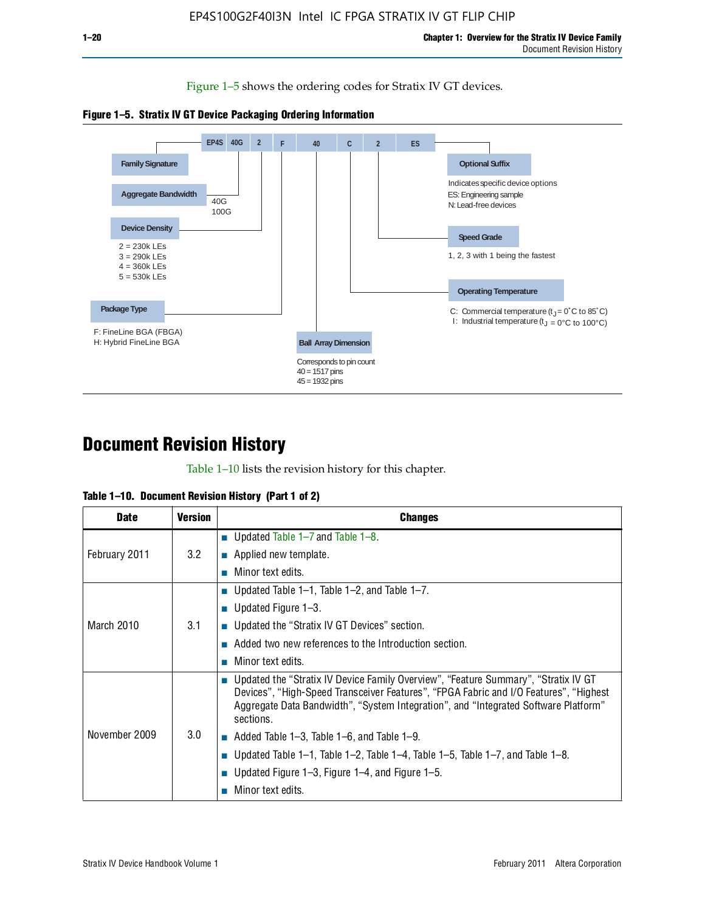Figure 1–5 shows the ordering codes for Stratix IV GT devices.

**Figure 1–5. Stratix IV GT Device Packaging Ordering Information**

EP4S 40G 2 F 40 C 2 ES

**Family Signature**

**Aggregate Bandwidth**
40G
100G

**Device Density**
2 = 230k LEs
3 = 290k LEs
4 = 360k LEs
5 = 530k LEs

**Package Type**
F: FineLine BGA (FBGA)
H: Hybrid FineLine BGA

**Ball Array Dimension**
Corresponds to pin count
40 = 1517 pins
45 = 1932 pins

**Optional Suffix**
Indicates specific device options
ES: Engineering sample
N: Lead-free devices

**Speed Grade**
1, 2, 3 with 1 being the fastest

**Operating Temperature**
C: Commercial temperature ($t_J$ = 0°C to 85°C)
I: Industrial temperature ($t_J$ = 0°C to 100°C)

# Document Revision History

Table 1–10 lists the revision history for this chapter.

**Table 1–10. Document Revision History (Part 1 of 2)**

| Date | Version | Changes |
|---|---|---|
| February 2011 | 3.2 | ■ Updated Table 1–7 and Table 1–8.<br>■ Applied new template.<br>■ Minor text edits. |
| March 2010 | 3.1 | ■ Updated Table 1–1, Table 1–2, and Table 1–7.<br>■ Updated Figure 1–3.<br>■ Updated the "Stratix IV GT Devices" section.<br>■ Added two new references to the Introduction section.<br>■ Minor text edits. |
| November 2009 | 3.0 | ■ Updated the "Stratix IV Device Family Overview", "Feature Summary", "Stratix IV GT Devices", "High-Speed Transceiver Features", "FPGA Fabric and I/O Features", "Highest Aggregate Data Bandwidth", "System Integration", and "Integrated Software Platform" sections.<br>■ Added Table 1–3, Table 1–6, and Table 1–9.<br>■ Updated Table 1–1, Table 1–2, Table 1–4, Table 1–5, Table 1–7, and Table 1–8.<br>■ Updated Figure 1–3, Figure 1–4, and Figure 1–5.<br>■ Minor text edits. |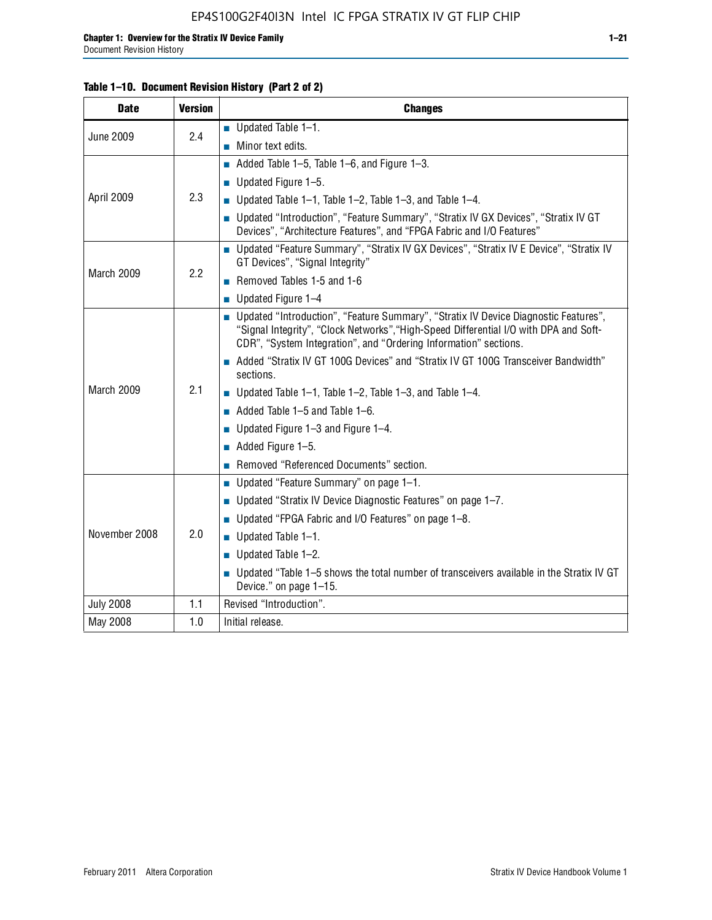**Table 1–10. Document Revision History (Part 2 of 2)**

| Date | Version | Changes |
|---|---|---|
| June 2009 | 2.4 | ■ Updated Table 1–1.<br>■ Minor text edits. |
| April 2009 | 2.3 | ■ Added Table 1–5, Table 1–6, and Figure 1–3.<br>■ Updated Figure 1–5.<br>■ Updated Table 1–1, Table 1–2, Table 1–3, and Table 1–4.<br>■ Updated "Introduction", "Feature Summary", "Stratix IV GX Devices", "Stratix IV GT Devices", "Architecture Features", and "FPGA Fabric and I/O Features" |
| March 2009 | 2.2 | ■ Updated "Feature Summary", "Stratix IV GX Devices", "Stratix IV E Device", "Stratix IV GT Devices", "Signal Integrity"<br>■ Removed Tables 1-5 and 1-6<br>■ Updated Figure 1–4 |
| March 2009 | 2.1 | ■ Updated "Introduction", "Feature Summary", "Stratix IV Device Diagnostic Features", "Signal Integrity", "Clock Networks","High-Speed Differential I/O with DPA and Soft-CDR", "System Integration", and "Ordering Information" sections.<br>■ Added "Stratix IV GT 100G Devices" and "Stratix IV GT 100G Transceiver Bandwidth" sections.<br>■ Updated Table 1–1, Table 1–2, Table 1–3, and Table 1–4.<br>■ Added Table 1–5 and Table 1–6.<br>■ Updated Figure 1–3 and Figure 1–4.<br>■ Added Figure 1–5.<br>■ Removed "Referenced Documents" section. |
| November 2008 | 2.0 | ■ Updated "Feature Summary" on page 1–1.<br>■ Updated "Stratix IV Device Diagnostic Features" on page 1–7.<br>■ Updated "FPGA Fabric and I/O Features" on page 1–8.<br>■ Updated Table 1–1.<br>■ Updated Table 1–2.<br>■ Updated "Table 1–5 shows the total number of transceivers available in the Stratix IV GT Device." on page 1–15. |
| July 2008 | 1.1 | Revised "Introduction". |
| May 2008 | 1.0 | Initial release. |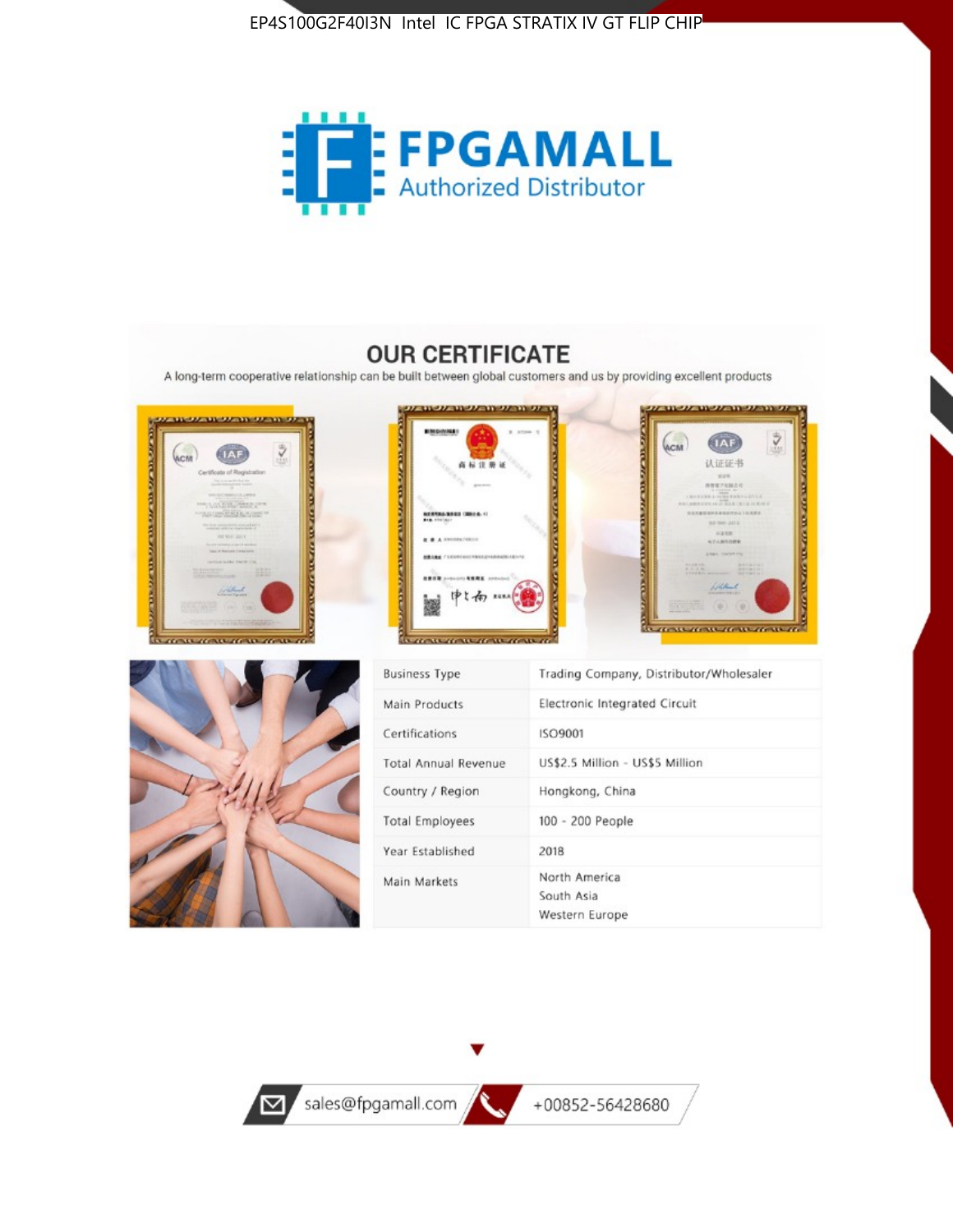FPGAMALL
Authorized Distributor

## OUR CERTIFICATE

A long-term cooperative relationship can be built between global customers and us by providing excellent products

| | |
|---|---|
| Business Type | Trading Company, Distributor/Wholesaler |
| Main Products | Electronic Integrated Circuit |
| Certifications | ISO9001 |
| Total Annual Revenue | US$2.5 Million - US$5 Million |
| Country / Region | Hongkong, China |
| Total Employees | 100 - 200 People |
| Year Established | 2018 |
| Main Markets | North America<br>South Asia<br>Western Europe |

sales@fpgamall.com

+00852-56428680